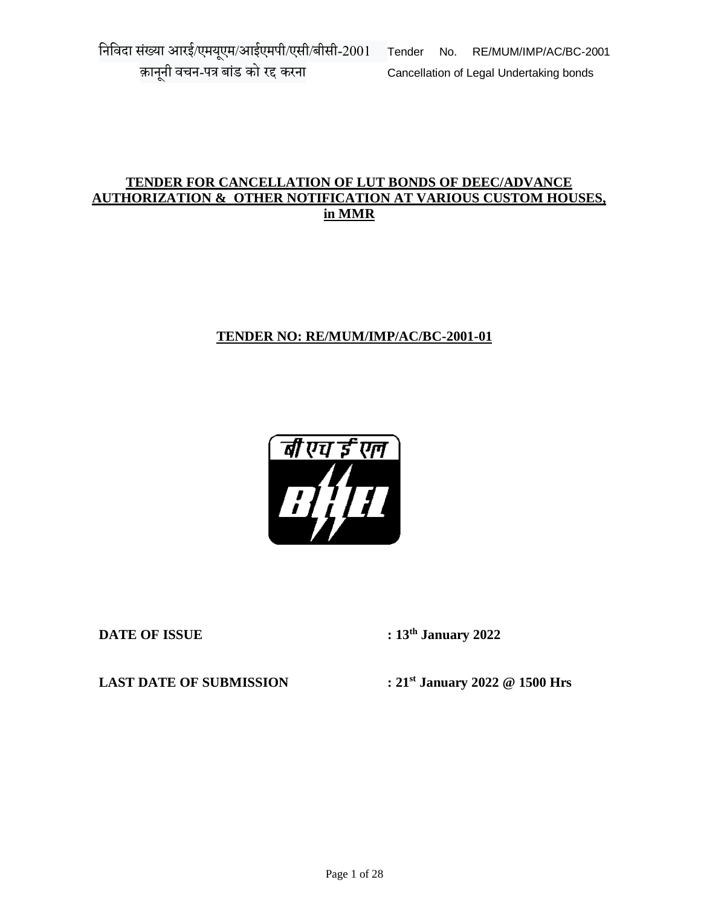# TENDER FOR CANCELLATION OF LUT BONDS OF DEEC/ADVANCE AUTHORIZATION & OTHER NOTIFICATION AT VARIOUS CUSTOM HOUSES, in MMR

## TENDER NO: RE/MUM/IMP/AC/BC-2001-01

**DATE OF ISSUE** : **13th January 2022**

**LAST DATE OF SUBMISSION** : **21st January 2022 @ 1500 Hrs**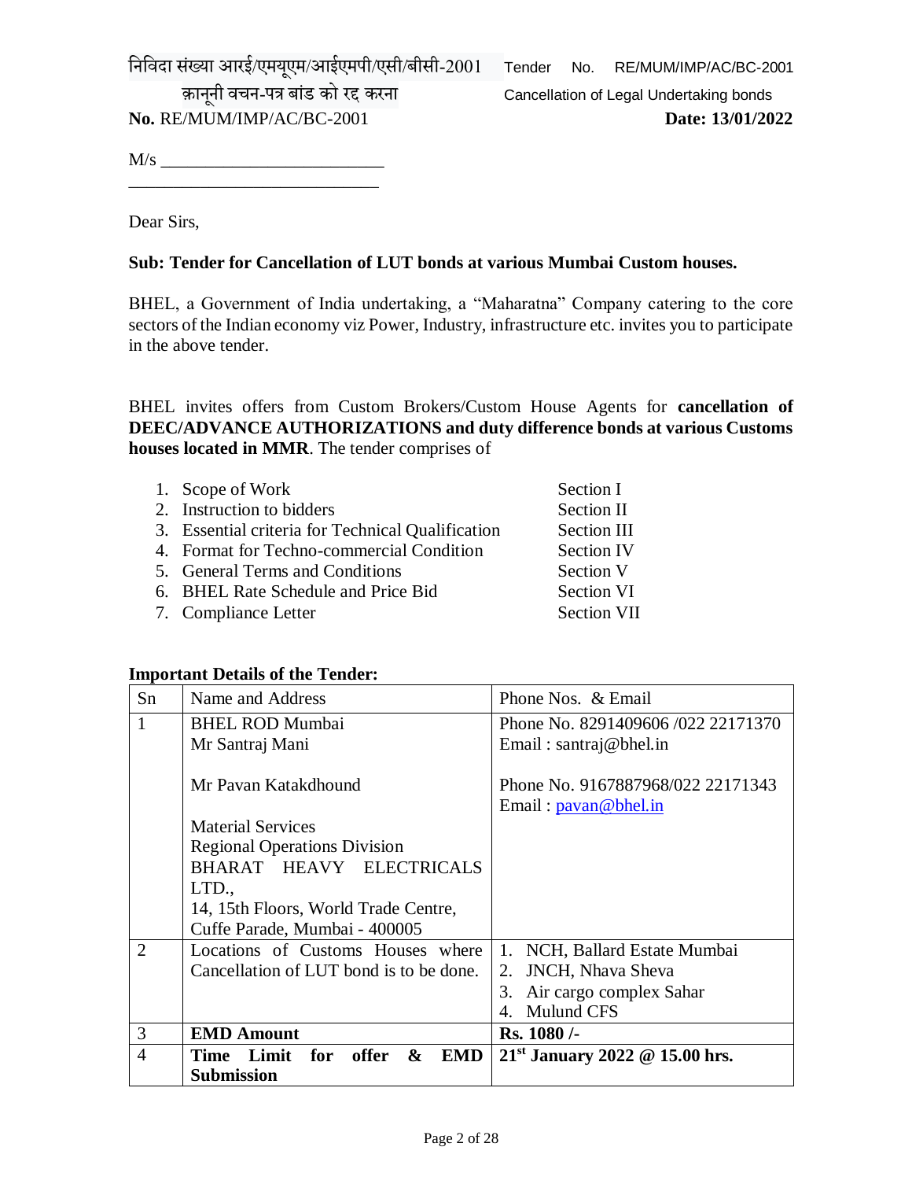निविदा संख्या आरई/एमयूएम/आईएमपी/एसी/बीसी-2001 Tender No. RE/MUM/IMP/AC/BC-2001

क़ानूनी वचन-पत्र बांड को रद्द करना Cancellation of Legal Undertaking bonds

**No.** RE/MUM/IMP/AC/BC-2001 **Date: 13/01/2022**

M/s ________________________

____________________________

Dear Sirs,

**Sub: Tender for Cancellation of LUT bonds at various Mumbai Custom houses.**

BHEL, a Government of India undertaking, a "Maharatna" Company catering to the core sectors of the Indian economy viz Power, Industry, infrastructure etc. invites you to participate in the above tender.

BHEL invites offers from Custom Brokers/Custom House Agents for **cancellation of DEEC/ADVANCE AUTHORIZATIONS and duty difference bonds at various Customs houses located in MMR**. The tender comprises of

1. Scope of Work — Section I
2. Instruction to bidders — Section II
3. Essential criteria for Technical Qualification — Section III
4. Format for Techno-commercial Condition — Section IV
5. General Terms and Conditions — Section V
6. BHEL Rate Schedule and Price Bid — Section VI
7. Compliance Letter — Section VII

**Important Details of the Tender:**

| Sn | Name and Address | Phone Nos. & Email |
|---|---|---|
| 1 | BHEL ROD Mumbai<br>Mr Santraj Mani<br><br>Mr Pavan Katakdhound<br><br>Material Services<br>Regional Operations Division<br>BHARAT HEAVY ELECTRICALS LTD.,<br>14, 15th Floors, World Trade Centre,<br>Cuffe Parade, Mumbai - 400005 | Phone No. 8291409606 /022 22171370<br>Email : santraj@bhel.in<br><br>Phone No. 9167887968/022 22171343<br>Email : pavan@bhel.in |
| 2 | Locations of Customs Houses where Cancellation of LUT bond is to be done. | 1. NCH, Ballard Estate Mumbai<br>2. JNCH, Nhava Sheva<br>3. Air cargo complex Sahar<br>4. Mulund CFS |
| 3 | **EMD Amount** | **Rs. 1080 /-** |
| 4 | **Time Limit for offer & EMD Submission** | **21st January 2022 @ 15.00 hrs.** |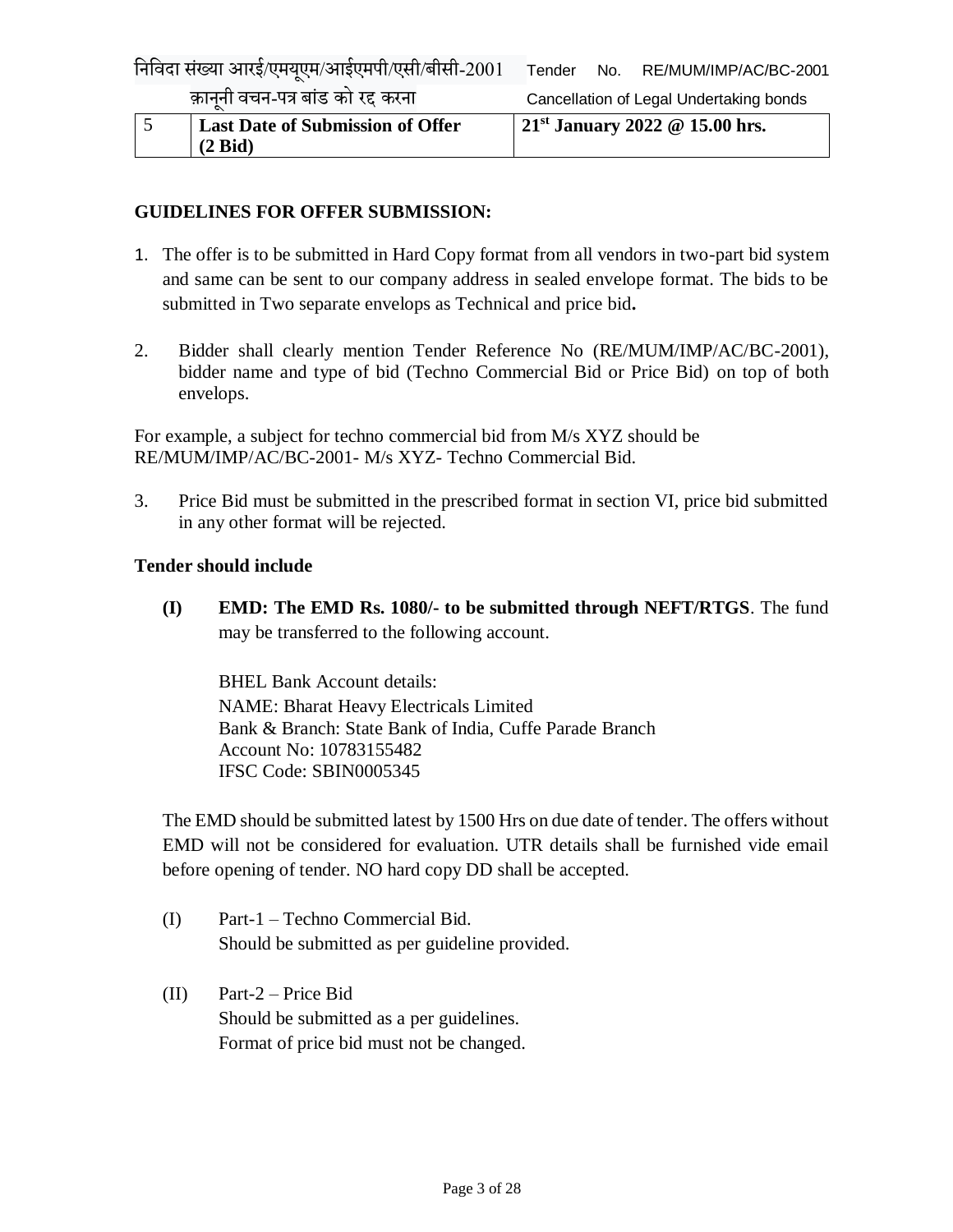| 5 | Last Date of Submission of Offer (2 Bid) | 21st January 2022 @ 15.00 hrs. |
|---|---|---|

**GUIDELINES FOR OFFER SUBMISSION:**

1. The offer is to be submitted in Hard Copy format from all vendors in two-part bid system and same can be sent to our company address in sealed envelope format. The bids to be submitted in Two separate envelops as Technical and price bid**.**

2. Bidder shall clearly mention Tender Reference No (RE/MUM/IMP/AC/BC-2001), bidder name and type of bid (Techno Commercial Bid or Price Bid) on top of both envelops.

For example, a subject for techno commercial bid from M/s XYZ should be RE/MUM/IMP/AC/BC-2001- M/s XYZ- Techno Commercial Bid.

3. Price Bid must be submitted in the prescribed format in section VI, price bid submitted in any other format will be rejected.

**Tender should include**

**(I) EMD: The EMD Rs. 1080/- to be submitted through NEFT/RTGS**. The fund may be transferred to the following account.

BHEL Bank Account details:
NAME: Bharat Heavy Electricals Limited
Bank & Branch: State Bank of India, Cuffe Parade Branch
Account No: 10783155482
IFSC Code: SBIN0005345

The EMD should be submitted latest by 1500 Hrs on due date of tender. The offers without EMD will not be considered for evaluation. UTR details shall be furnished vide email before opening of tender. NO hard copy DD shall be accepted.

(I) Part-1 – Techno Commercial Bid.
Should be submitted as per guideline provided.

(II) Part-2 – Price Bid
Should be submitted as a per guidelines.
Format of price bid must not be changed.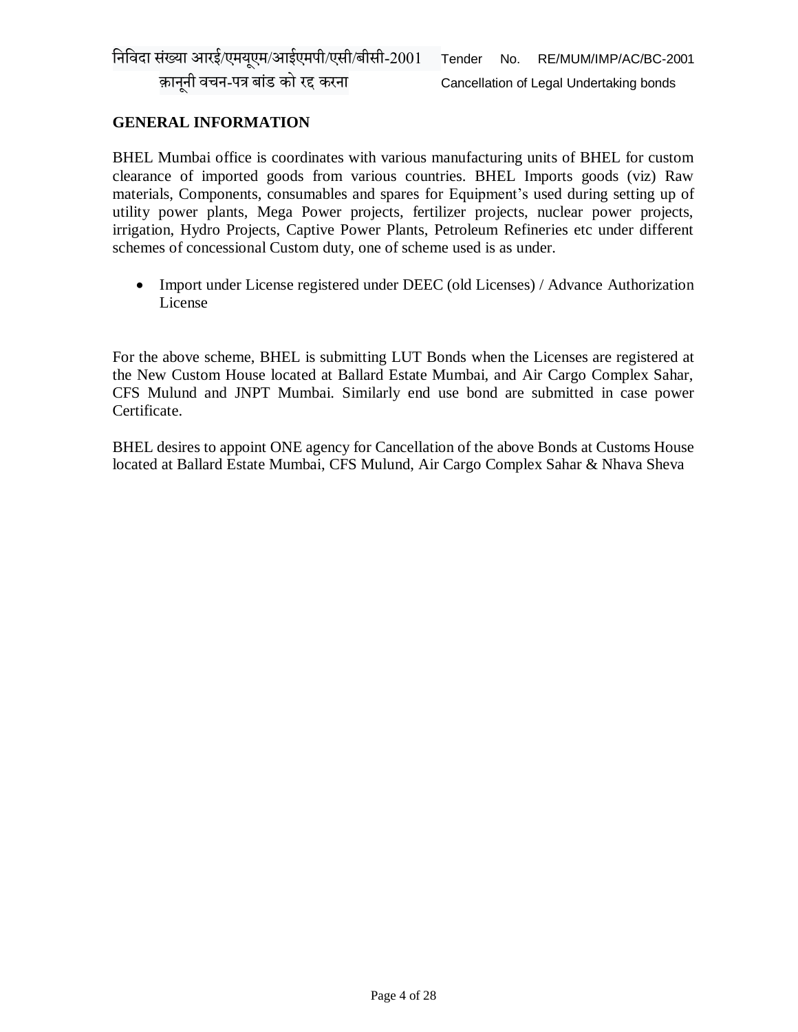## GENERAL INFORMATION

BHEL Mumbai office is coordinates with various manufacturing units of BHEL for custom clearance of imported goods from various countries. BHEL Imports goods (viz) Raw materials, Components, consumables and spares for Equipment's used during setting up of utility power plants, Mega Power projects, fertilizer projects, nuclear power projects, irrigation, Hydro Projects, Captive Power Plants, Petroleum Refineries etc under different schemes of concessional Custom duty, one of scheme used is as under.

- Import under License registered under DEEC (old Licenses) / Advance Authorization License

For the above scheme, BHEL is submitting LUT Bonds when the Licenses are registered at the New Custom House located at Ballard Estate Mumbai, and Air Cargo Complex Sahar, CFS Mulund and JNPT Mumbai. Similarly end use bond are submitted in case power Certificate.

BHEL desires to appoint ONE agency for Cancellation of the above Bonds at Customs House located at Ballard Estate Mumbai, CFS Mulund, Air Cargo Complex Sahar & Nhava Sheva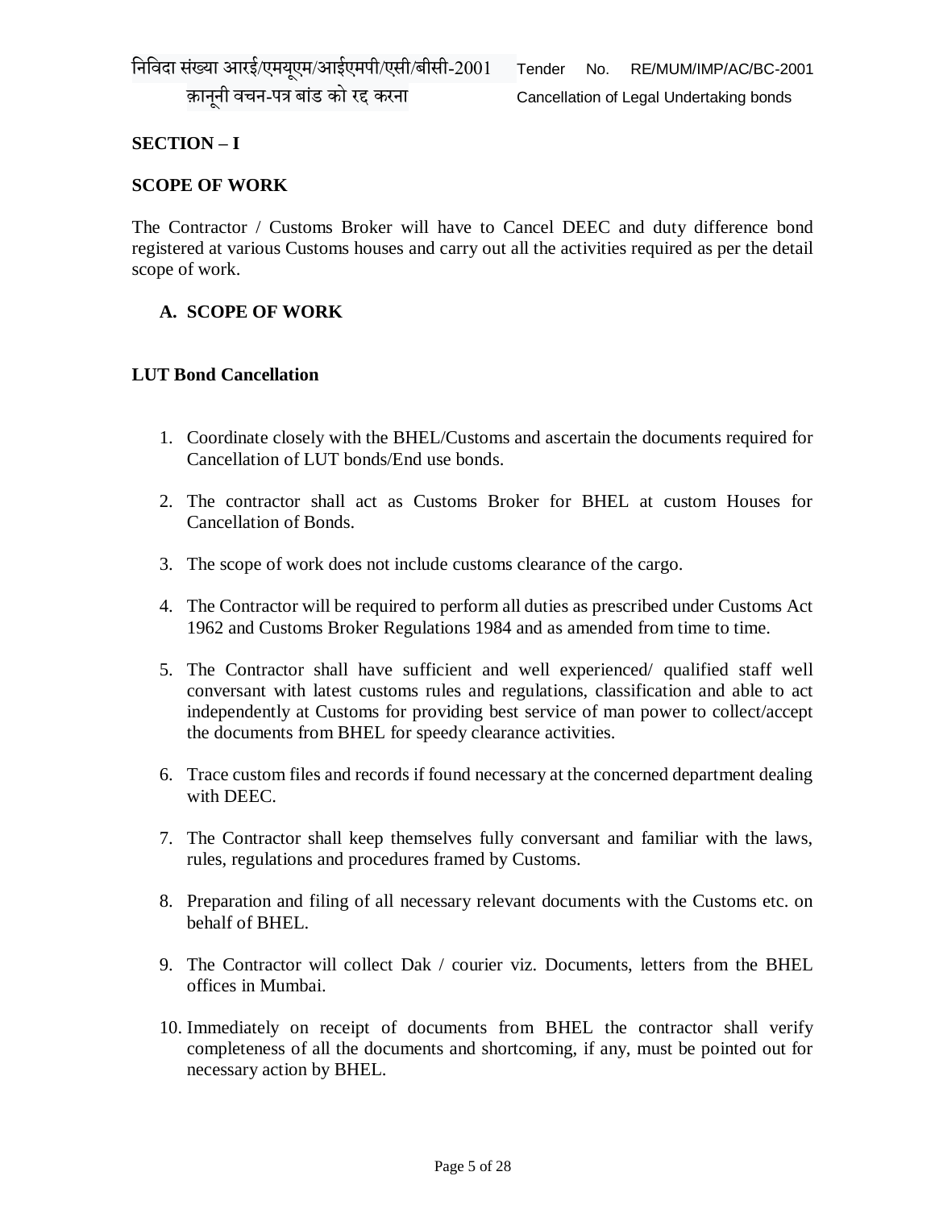## SECTION – I

## SCOPE OF WORK

The Contractor / Customs Broker will have to Cancel DEEC and duty difference bond registered at various Customs houses and carry out all the activities required as per the detail scope of work.

### A. SCOPE OF WORK

### LUT Bond Cancellation

1. Coordinate closely with the BHEL/Customs and ascertain the documents required for Cancellation of LUT bonds/End use bonds.
2. The contractor shall act as Customs Broker for BHEL at custom Houses for Cancellation of Bonds.
3. The scope of work does not include customs clearance of the cargo.
4. The Contractor will be required to perform all duties as prescribed under Customs Act 1962 and Customs Broker Regulations 1984 and as amended from time to time.
5. The Contractor shall have sufficient and well experienced/ qualified staff well conversant with latest customs rules and regulations, classification and able to act independently at Customs for providing best service of man power to collect/accept the documents from BHEL for speedy clearance activities.
6. Trace custom files and records if found necessary at the concerned department dealing with DEEC.
7. The Contractor shall keep themselves fully conversant and familiar with the laws, rules, regulations and procedures framed by Customs.
8. Preparation and filing of all necessary relevant documents with the Customs etc. on behalf of BHEL.
9. The Contractor will collect Dak / courier viz. Documents, letters from the BHEL offices in Mumbai.
10. Immediately on receipt of documents from BHEL the contractor shall verify completeness of all the documents and shortcoming, if any, must be pointed out for necessary action by BHEL.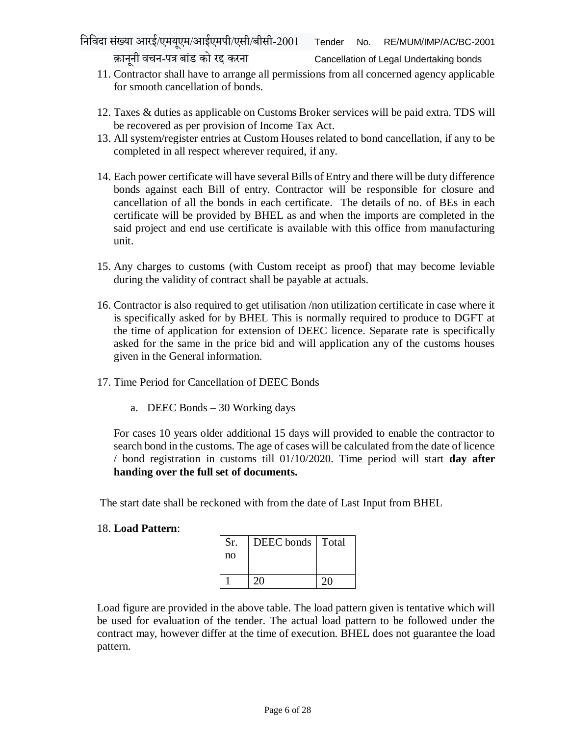11. Contractor shall have to arrange all permissions from all concerned agency applicable for smooth cancellation of bonds.

12. Taxes & duties as applicable on Customs Broker services will be paid extra. TDS will be recovered as per provision of Income Tax Act.
13. All system/register entries at Custom Houses related to bond cancellation, if any to be completed in all respect wherever required, if any.

14. Each power certificate will have several Bills of Entry and there will be duty difference bonds against each Bill of entry. Contractor will be responsible for closure and cancellation of all the bonds in each certificate. The details of no. of BEs in each certificate will be provided by BHEL as and when the imports are completed in the said project and end use certificate is available with this office from manufacturing unit.

15. Any charges to customs (with Custom receipt as proof) that may become leviable during the validity of contract shall be payable at actuals.

16. Contractor is also required to get utilisation /non utilization certificate in case where it is specifically asked for by BHEL This is normally required to produce to DGFT at the time of application for extension of DEEC licence. Separate rate is specifically asked for the same in the price bid and will application any of the customs houses given in the General information.

17. Time Period for Cancellation of DEEC Bonds

    a. DEEC Bonds – 30 Working days

    For cases 10 years older additional 15 days will provided to enable the contractor to search bond in the customs. The age of cases will be calculated from the date of licence / bond registration in customs till 01/10/2020. Time period will start **day after handing over the full set of documents.**

The start date shall be reckoned with from the date of Last Input from BHEL

18. **Load Pattern**:

| Sr. no | DEEC bonds | Total |
|---|---|---|
| 1 | 20 | 20 |

Load figure are provided in the above table. The load pattern given is tentative which will be used for evaluation of the tender. The actual load pattern to be followed under the contract may, however differ at the time of execution. BHEL does not guarantee the load pattern.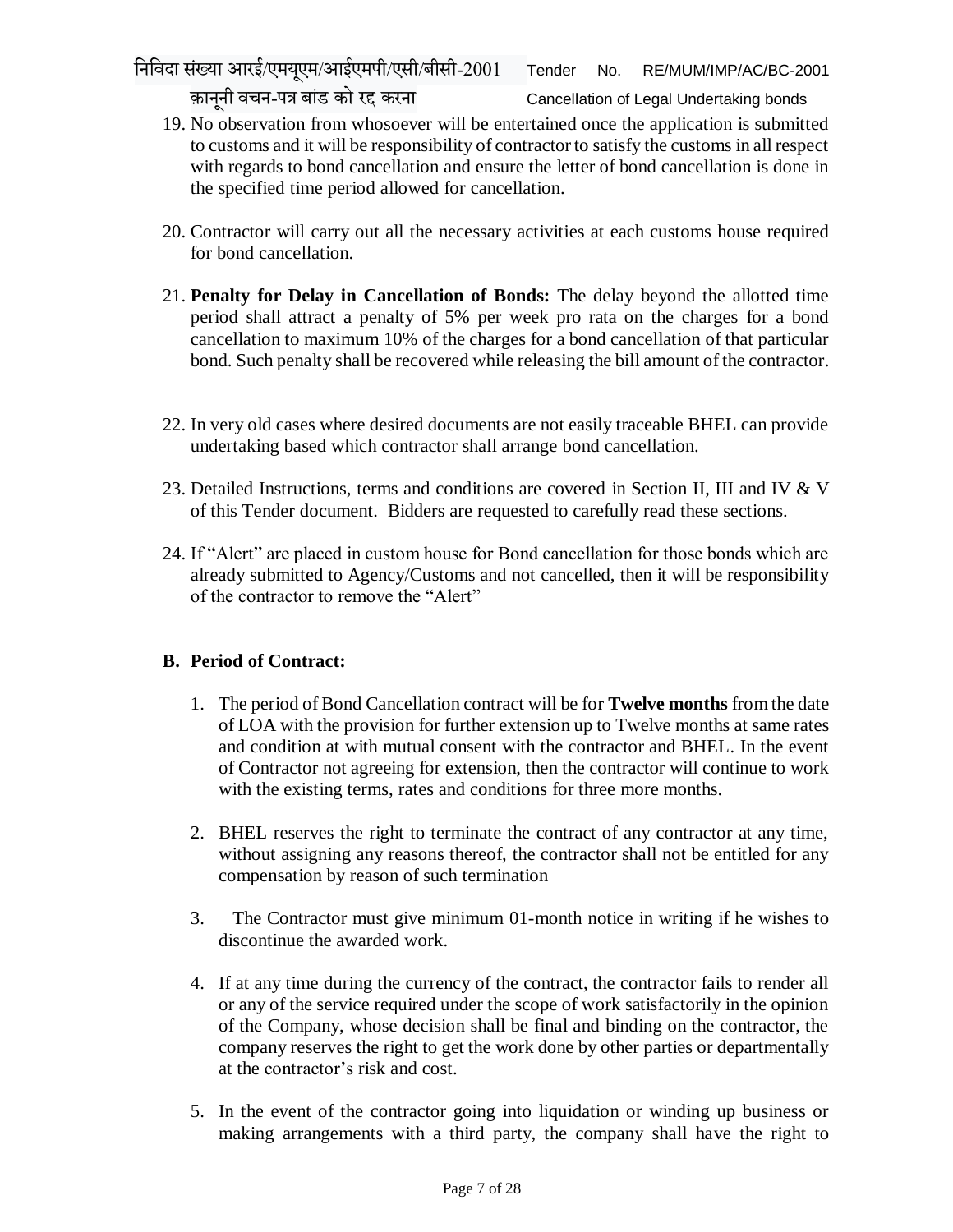19. No observation from whosoever will be entertained once the application is submitted to customs and it will be responsibility of contractor to satisfy the customs in all respect with regards to bond cancellation and ensure the letter of bond cancellation is done in the specified time period allowed for cancellation.

20. Contractor will carry out all the necessary activities at each customs house required for bond cancellation.

21. **Penalty for Delay in Cancellation of Bonds:** The delay beyond the allotted time period shall attract a penalty of 5% per week pro rata on the charges for a bond cancellation to maximum 10% of the charges for a bond cancellation of that particular bond. Such penalty shall be recovered while releasing the bill amount of the contractor.

22. In very old cases where desired documents are not easily traceable BHEL can provide undertaking based which contractor shall arrange bond cancellation.

23. Detailed Instructions, terms and conditions are covered in Section II, III and IV & V of this Tender document. Bidders are requested to carefully read these sections.

24. If "Alert" are placed in custom house for Bond cancellation for those bonds which are already submitted to Agency/Customs and not cancelled, then it will be responsibility of the contractor to remove the "Alert"

**B. Period of Contract:**

1. The period of Bond Cancellation contract will be for **Twelve months** from the date of LOA with the provision for further extension up to Twelve months at same rates and condition at with mutual consent with the contractor and BHEL. In the event of Contractor not agreeing for extension, then the contractor will continue to work with the existing terms, rates and conditions for three more months.

2. BHEL reserves the right to terminate the contract of any contractor at any time, without assigning any reasons thereof, the contractor shall not be entitled for any compensation by reason of such termination

3. The Contractor must give minimum 01-month notice in writing if he wishes to discontinue the awarded work.

4. If at any time during the currency of the contract, the contractor fails to render all or any of the service required under the scope of work satisfactorily in the opinion of the Company, whose decision shall be final and binding on the contractor, the company reserves the right to get the work done by other parties or departmentally at the contractor's risk and cost.

5. In the event of the contractor going into liquidation or winding up business or making arrangements with a third party, the company shall have the right to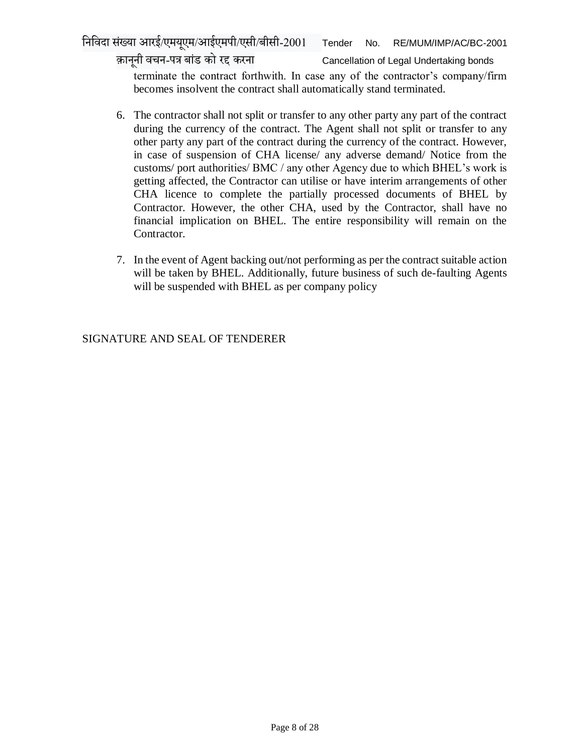terminate the contract forthwith. In case any of the contractor's company/firm becomes insolvent the contract shall automatically stand terminated.

6. The contractor shall not split or transfer to any other party any part of the contract during the currency of the contract. The Agent shall not split or transfer to any other party any part of the contract during the currency of the contract. However, in case of suspension of CHA license/ any adverse demand/ Notice from the customs/ port authorities/ BMC / any other Agency due to which BHEL's work is getting affected, the Contractor can utilise or have interim arrangements of other CHA licence to complete the partially processed documents of BHEL by Contractor. However, the other CHA, used by the Contractor, shall have no financial implication on BHEL. The entire responsibility will remain on the Contractor.

7. In the event of Agent backing out/not performing as per the contract suitable action will be taken by BHEL. Additionally, future business of such de-faulting Agents will be suspended with BHEL as per company policy

SIGNATURE AND SEAL OF TENDERER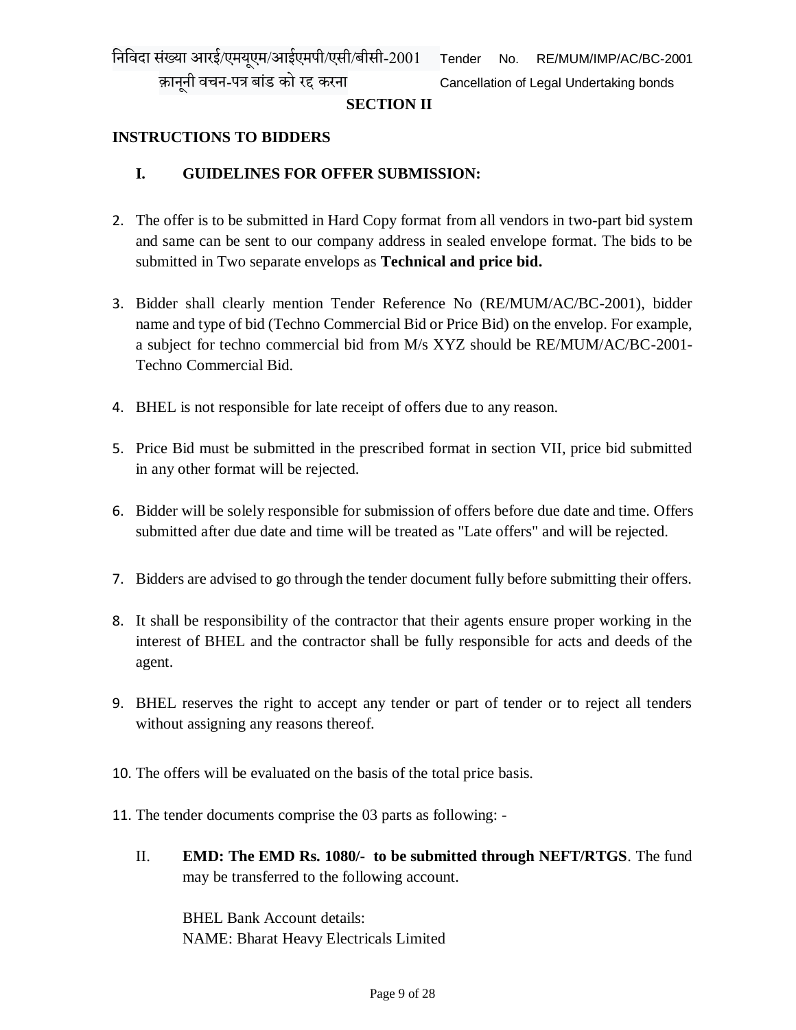**SECTION II**

**INSTRUCTIONS TO BIDDERS**

**I. GUIDELINES FOR OFFER SUBMISSION:**

2. The offer is to be submitted in Hard Copy format from all vendors in two-part bid system and same can be sent to our company address in sealed envelope format. The bids to be submitted in Two separate envelops as **Technical and price bid.**

3. Bidder shall clearly mention Tender Reference No (RE/MUM/AC/BC-2001), bidder name and type of bid (Techno Commercial Bid or Price Bid) on the envelop. For example, a subject for techno commercial bid from M/s XYZ should be RE/MUM/AC/BC-2001-Techno Commercial Bid.

4. BHEL is not responsible for late receipt of offers due to any reason.

5. Price Bid must be submitted in the prescribed format in section VII, price bid submitted in any other format will be rejected.

6. Bidder will be solely responsible for submission of offers before due date and time. Offers submitted after due date and time will be treated as "Late offers" and will be rejected.

7. Bidders are advised to go through the tender document fully before submitting their offers.

8. It shall be responsibility of the contractor that their agents ensure proper working in the interest of BHEL and the contractor shall be fully responsible for acts and deeds of the agent.

9. BHEL reserves the right to accept any tender or part of tender or to reject all tenders without assigning any reasons thereof.

10. The offers will be evaluated on the basis of the total price basis.

11. The tender documents comprise the 03 parts as following: -

II. **EMD: The EMD Rs. 1080/- to be submitted through NEFT/RTGS**. The fund may be transferred to the following account.

BHEL Bank Account details:
NAME: Bharat Heavy Electricals Limited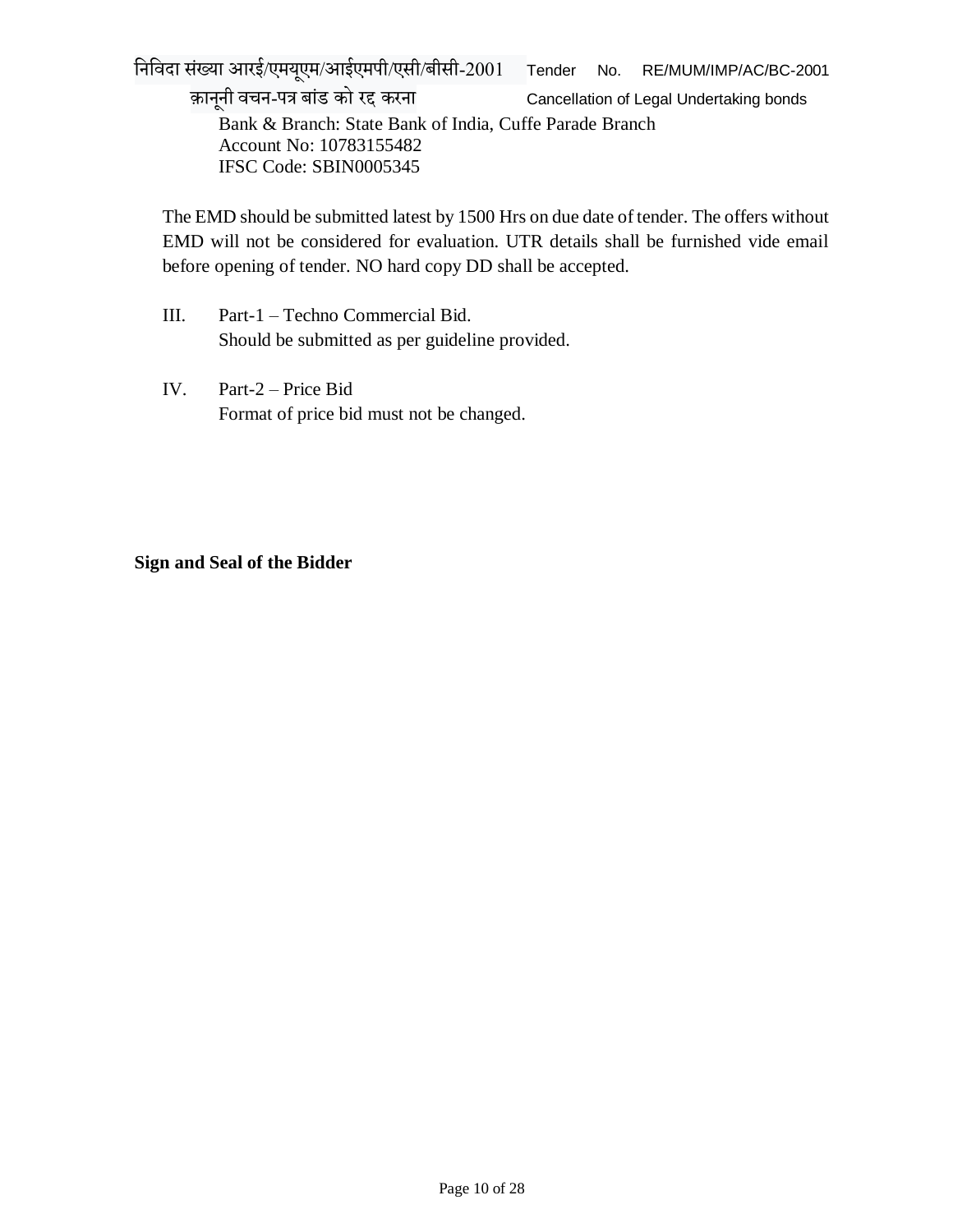Bank & Branch: State Bank of India, Cuffe Parade Branch
Account No: 10783155482
IFSC Code: SBIN0005345

The EMD should be submitted latest by 1500 Hrs on due date of tender. The offers without EMD will not be considered for evaluation. UTR details shall be furnished vide email before opening of tender. NO hard copy DD shall be accepted.

III. Part-1 – Techno Commercial Bid.
Should be submitted as per guideline provided.

IV. Part-2 – Price Bid
Format of price bid must not be changed.

**Sign and Seal of the Bidder**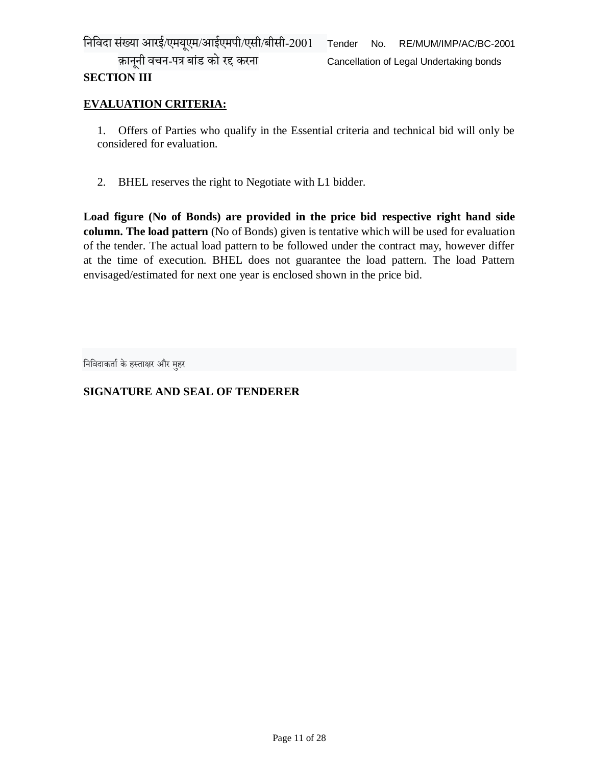## SECTION III

**EVALUATION CRITERIA:**

1. Offers of Parties who qualify in the Essential criteria and technical bid will only be considered for evaluation.

2. BHEL reserves the right to Negotiate with L1 bidder.

**Load figure (No of Bonds) are provided in the price bid respective right hand side column. The load pattern** (No of Bonds) given is tentative which will be used for evaluation of the tender. The actual load pattern to be followed under the contract may, however differ at the time of execution. BHEL does not guarantee the load pattern. The load Pattern envisaged/estimated for next one year is enclosed shown in the price bid.

निविदाकर्ता के हस्ताक्षर और मुहर

**SIGNATURE AND SEAL OF TENDERER**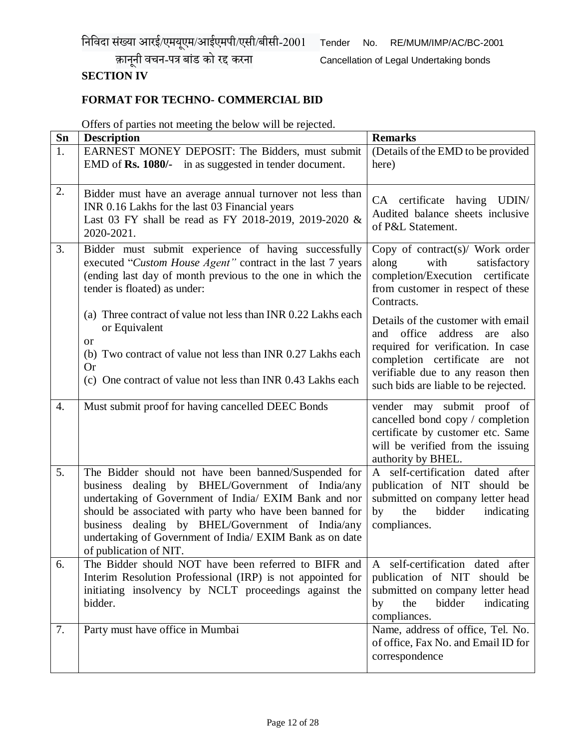निविदा संख्या आरई/एमयूएम/आईएमपी/एसी/बीसी-2001 Tender No. RE/MUM/IMP/AC/BC-2001

क़ानूनी वचन-पत्र बांड को रद्द करना Cancellation of Legal Undertaking bonds

**SECTION IV**

**FORMAT FOR TECHNO- COMMERCIAL BID**

Offers of parties not meeting the below will be rejected.

| Sn | Description | Remarks |
|---|---|---|
| 1. | EARNEST MONEY DEPOSIT: The Bidders, must submit EMD of **Rs. 1080/-** in as suggested in tender document. | (Details of the EMD to be provided here) |
| 2. | Bidder must have an average annual turnover not less than INR 0.16 Lakhs for the last 03 Financial years<br>Last 03 FY shall be read as FY 2018-2019, 2019-2020 & 2020-2021. | CA certificate having UDIN/ Audited balance sheets inclusive of P&L Statement. |
| 3. | Bidder must submit experience of having successfully executed "*Custom House Agent"* contract in the last 7 years (ending last day of month previous to the one in which the tender is floated) as under:<br>(a) Three contract of value not less than INR 0.22 Lakhs each or Equivalent<br>or<br>(b) Two contract of value not less than INR 0.27 Lakhs each<br>Or<br>(c) One contract of value not less than INR 0.43 Lakhs each | Copy of contract(s)/ Work order along with satisfactory completion/Execution certificate from customer in respect of these Contracts.<br>Details of the customer with email and office address are also required for verification. In case completion certificate are not verifiable due to any reason then such bids are liable to be rejected. |
| 4. | Must submit proof for having cancelled DEEC Bonds | vender may submit proof of cancelled bond copy / completion certificate by customer etc. Same will be verified from the issuing authority by BHEL. |
| 5. | The Bidder should not have been banned/Suspended for business dealing by BHEL/Government of India/any undertaking of Government of India/ EXIM Bank and nor should be associated with party who have been banned for business dealing by BHEL/Government of India/any undertaking of Government of India/ EXIM Bank as on date of publication of NIT. | A self-certification dated after publication of NIT should be submitted on company letter head by the bidder indicating compliances. |
| 6. | The Bidder should NOT have been referred to BIFR and Interim Resolution Professional (IRP) is not appointed for initiating insolvency by NCLT proceedings against the bidder. | A self-certification dated after publication of NIT should be submitted on company letter head by the bidder indicating compliances. |
| 7. | Party must have office in Mumbai | Name, address of office, Tel. No. of office, Fax No. and Email ID for correspondence |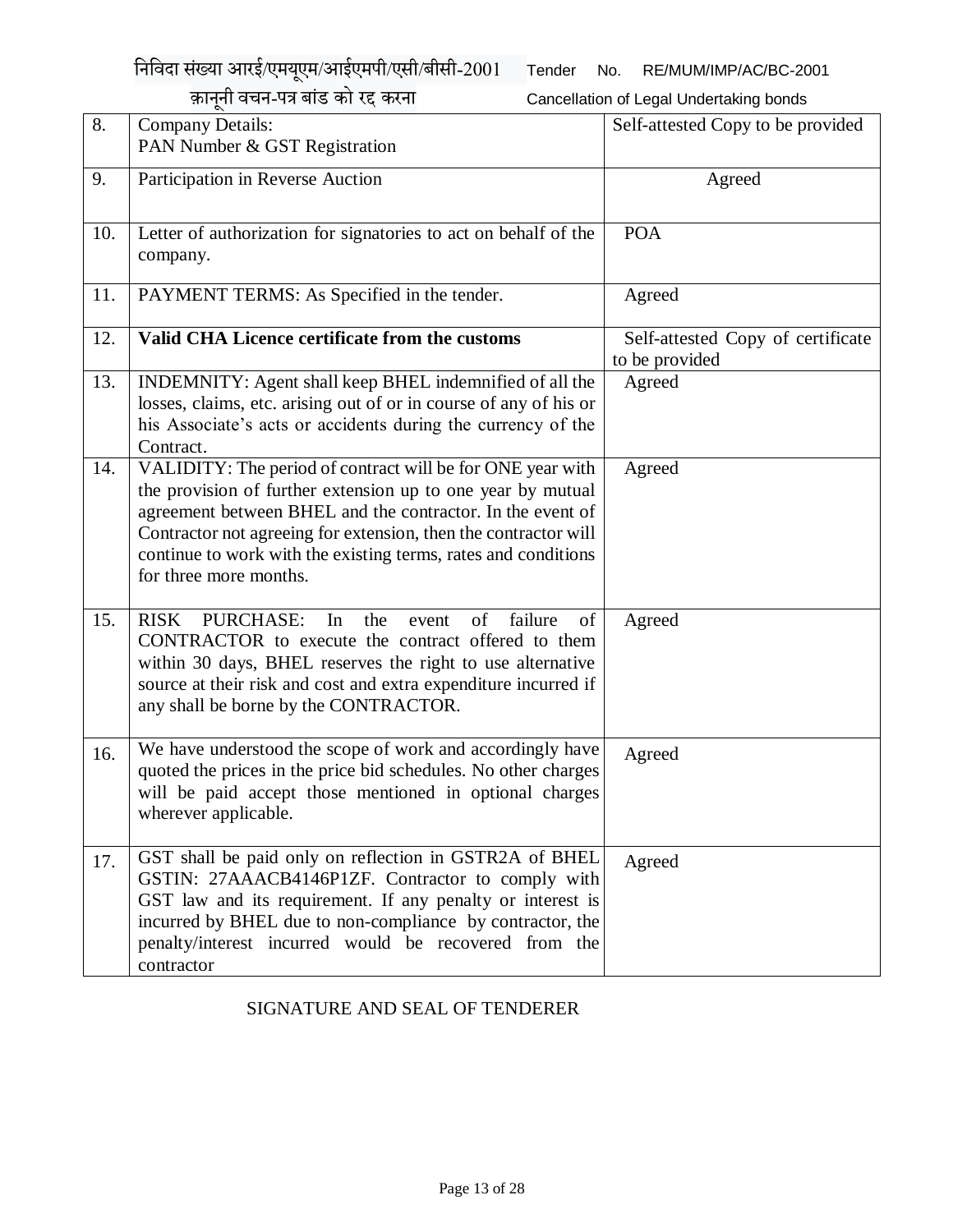| 8. | Company Details: PAN Number & GST Registration | Self-attested Copy to be provided |
|---|---|---|
| 9. | Participation in Reverse Auction | Agreed |
| 10. | Letter of authorization for signatories to act on behalf of the company. | POA |
| 11. | PAYMENT TERMS: As Specified in the tender. | Agreed |
| 12. | **Valid CHA Licence certificate from the customs** | Self-attested Copy of certificate to be provided |
| 13. | INDEMNITY: Agent shall keep BHEL indemnified of all the losses, claims, etc. arising out of or in course of any of his or his Associate's acts or accidents during the currency of the Contract. | Agreed |
| 14. | VALIDITY: The period of contract will be for ONE year with the provision of further extension up to one year by mutual agreement between BHEL and the contractor. In the event of Contractor not agreeing for extension, then the contractor will continue to work with the existing terms, rates and conditions for three more months. | Agreed |
| 15. | RISK PURCHASE: In the event of failure of CONTRACTOR to execute the contract offered to them within 30 days, BHEL reserves the right to use alternative source at their risk and cost and extra expenditure incurred if any shall be borne by the CONTRACTOR. | Agreed |
| 16. | We have understood the scope of work and accordingly have quoted the prices in the price bid schedules. No other charges will be paid accept those mentioned in optional charges wherever applicable. | Agreed |
| 17. | GST shall be paid only on reflection in GSTR2A of BHEL GSTIN: 27AAACB4146P1ZF. Contractor to comply with GST law and its requirement. If any penalty or interest is incurred by BHEL due to non-compliance by contractor, the penalty/interest incurred would be recovered from the contractor | Agreed |

SIGNATURE AND SEAL OF TENDERER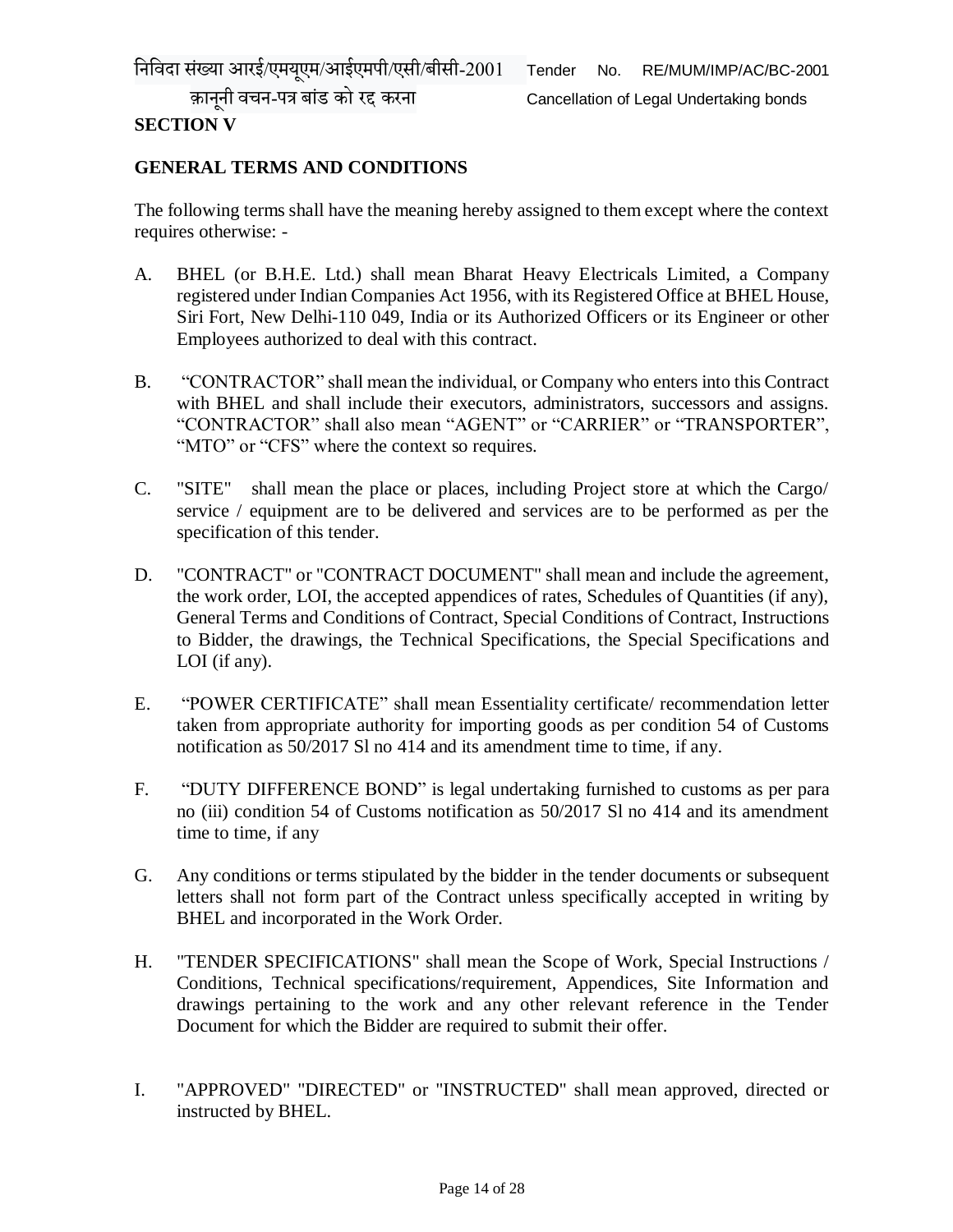## SECTION V

## GENERAL TERMS AND CONDITIONS

The following terms shall have the meaning hereby assigned to them except where the context requires otherwise: -

A. BHEL (or B.H.E. Ltd.) shall mean Bharat Heavy Electricals Limited, a Company registered under Indian Companies Act 1956, with its Registered Office at BHEL House, Siri Fort, New Delhi-110 049, India or its Authorized Officers or its Engineer or other Employees authorized to deal with this contract.

B. "CONTRACTOR" shall mean the individual, or Company who enters into this Contract with BHEL and shall include their executors, administrators, successors and assigns. "CONTRACTOR" shall also mean "AGENT" or "CARRIER" or "TRANSPORTER", "MTO" or "CFS" where the context so requires.

C. "SITE" shall mean the place or places, including Project store at which the Cargo/ service / equipment are to be delivered and services are to be performed as per the specification of this tender.

D. "CONTRACT" or "CONTRACT DOCUMENT" shall mean and include the agreement, the work order, LOI, the accepted appendices of rates, Schedules of Quantities (if any), General Terms and Conditions of Contract, Special Conditions of Contract, Instructions to Bidder, the drawings, the Technical Specifications, the Special Specifications and LOI (if any).

E. "POWER CERTIFICATE" shall mean Essentiality certificate/ recommendation letter taken from appropriate authority for importing goods as per condition 54 of Customs notification as 50/2017 Sl no 414 and its amendment time to time, if any.

F. "DUTY DIFFERENCE BOND" is legal undertaking furnished to customs as per para no (iii) condition 54 of Customs notification as 50/2017 Sl no 414 and its amendment time to time, if any

G. Any conditions or terms stipulated by the bidder in the tender documents or subsequent letters shall not form part of the Contract unless specifically accepted in writing by BHEL and incorporated in the Work Order.

H. "TENDER SPECIFICATIONS" shall mean the Scope of Work, Special Instructions / Conditions, Technical specifications/requirement, Appendices, Site Information and drawings pertaining to the work and any other relevant reference in the Tender Document for which the Bidder are required to submit their offer.

I. "APPROVED" "DIRECTED" or "INSTRUCTED" shall mean approved, directed or instructed by BHEL.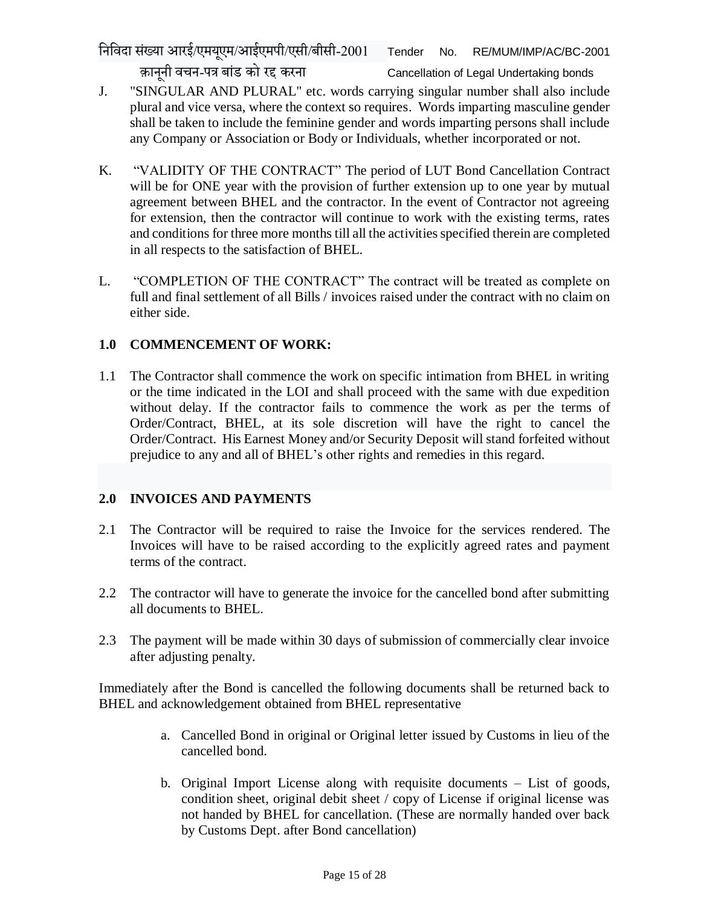J. "SINGULAR AND PLURAL" etc. words carrying singular number shall also include plural and vice versa, where the context so requires. Words imparting masculine gender shall be taken to include the feminine gender and words imparting persons shall include any Company or Association or Body or Individuals, whether incorporated or not.

K. "VALIDITY OF THE CONTRACT" The period of LUT Bond Cancellation Contract will be for ONE year with the provision of further extension up to one year by mutual agreement between BHEL and the contractor. In the event of Contractor not agreeing for extension, then the contractor will continue to work with the existing terms, rates and conditions for three more months till all the activities specified therein are completed in all respects to the satisfaction of BHEL.

L. "COMPLETION OF THE CONTRACT" The contract will be treated as complete on full and final settlement of all Bills / invoices raised under the contract with no claim on either side.

## 1.0 COMMENCEMENT OF WORK:

1.1 The Contractor shall commence the work on specific intimation from BHEL in writing or the time indicated in the LOI and shall proceed with the same with due expedition without delay. If the contractor fails to commence the work as per the terms of Order/Contract, BHEL, at its sole discretion will have the right to cancel the Order/Contract. His Earnest Money and/or Security Deposit will stand forfeited without prejudice to any and all of BHEL's other rights and remedies in this regard.

## 2.0 INVOICES AND PAYMENTS

2.1 The Contractor will be required to raise the Invoice for the services rendered. The Invoices will have to be raised according to the explicitly agreed rates and payment terms of the contract.

2.2 The contractor will have to generate the invoice for the cancelled bond after submitting all documents to BHEL.

2.3 The payment will be made within 30 days of submission of commercially clear invoice after adjusting penalty.

Immediately after the Bond is cancelled the following documents shall be returned back to BHEL and acknowledgement obtained from BHEL representative

a. Cancelled Bond in original or Original letter issued by Customs in lieu of the cancelled bond.

b. Original Import License along with requisite documents – List of goods, condition sheet, original debit sheet / copy of License if original license was not handed by BHEL for cancellation. (These are normally handed over back by Customs Dept. after Bond cancellation)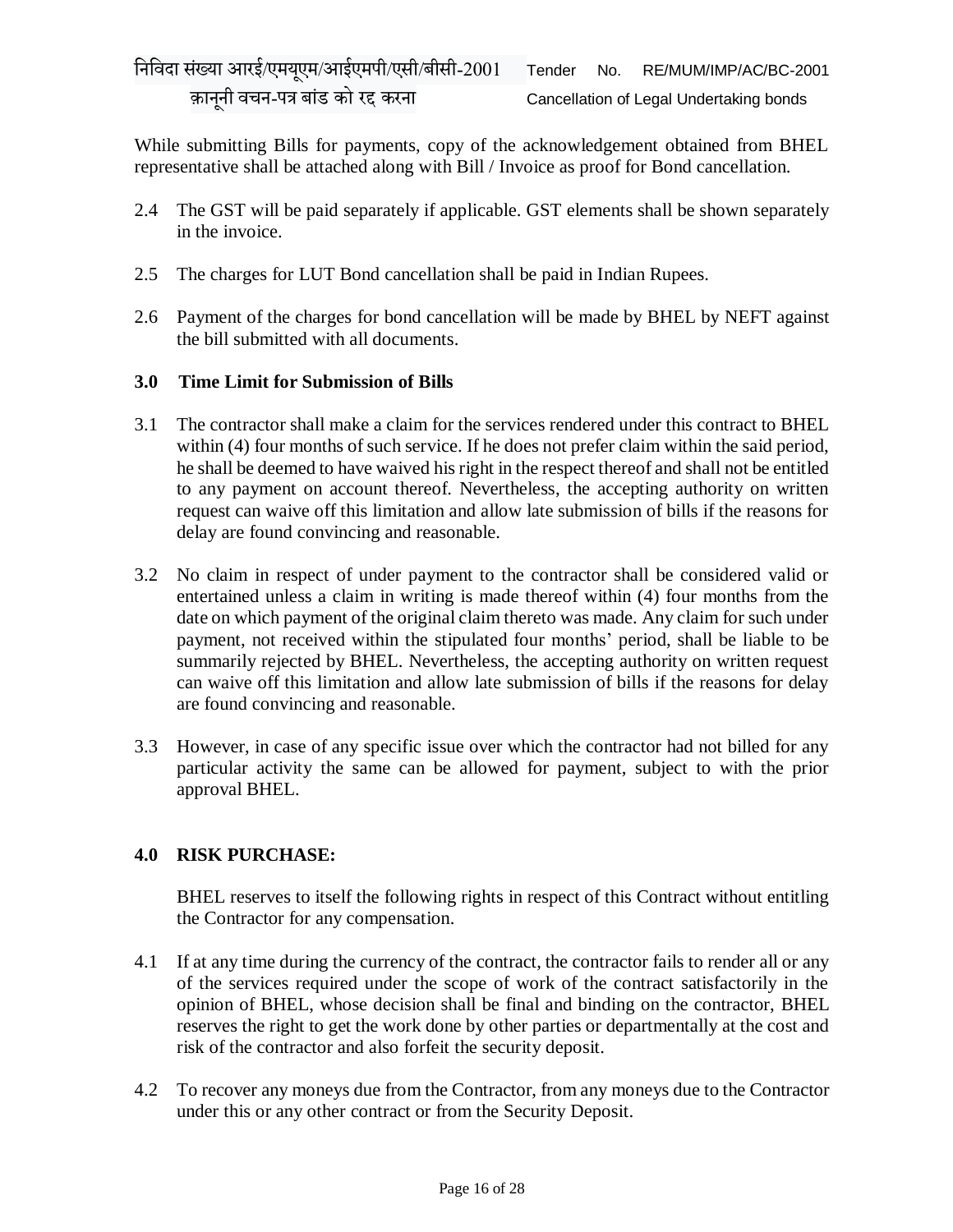While submitting Bills for payments, copy of the acknowledgement obtained from BHEL representative shall be attached along with Bill / Invoice as proof for Bond cancellation.

2.4 The GST will be paid separately if applicable. GST elements shall be shown separately in the invoice.

2.5 The charges for LUT Bond cancellation shall be paid in Indian Rupees.

2.6 Payment of the charges for bond cancellation will be made by BHEL by NEFT against the bill submitted with all documents.

**3.0 Time Limit for Submission of Bills**

3.1 The contractor shall make a claim for the services rendered under this contract to BHEL within (4) four months of such service. If he does not prefer claim within the said period, he shall be deemed to have waived his right in the respect thereof and shall not be entitled to any payment on account thereof. Nevertheless, the accepting authority on written request can waive off this limitation and allow late submission of bills if the reasons for delay are found convincing and reasonable.

3.2 No claim in respect of under payment to the contractor shall be considered valid or entertained unless a claim in writing is made thereof within (4) four months from the date on which payment of the original claim thereto was made. Any claim for such under payment, not received within the stipulated four months' period, shall be liable to be summarily rejected by BHEL. Nevertheless, the accepting authority on written request can waive off this limitation and allow late submission of bills if the reasons for delay are found convincing and reasonable.

3.3 However, in case of any specific issue over which the contractor had not billed for any particular activity the same can be allowed for payment, subject to with the prior approval BHEL.

**4.0 RISK PURCHASE:**

BHEL reserves to itself the following rights in respect of this Contract without entitling the Contractor for any compensation.

4.1 If at any time during the currency of the contract, the contractor fails to render all or any of the services required under the scope of work of the contract satisfactorily in the opinion of BHEL, whose decision shall be final and binding on the contractor, BHEL reserves the right to get the work done by other parties or departmentally at the cost and risk of the contractor and also forfeit the security deposit.

4.2 To recover any moneys due from the Contractor, from any moneys due to the Contractor under this or any other contract or from the Security Deposit.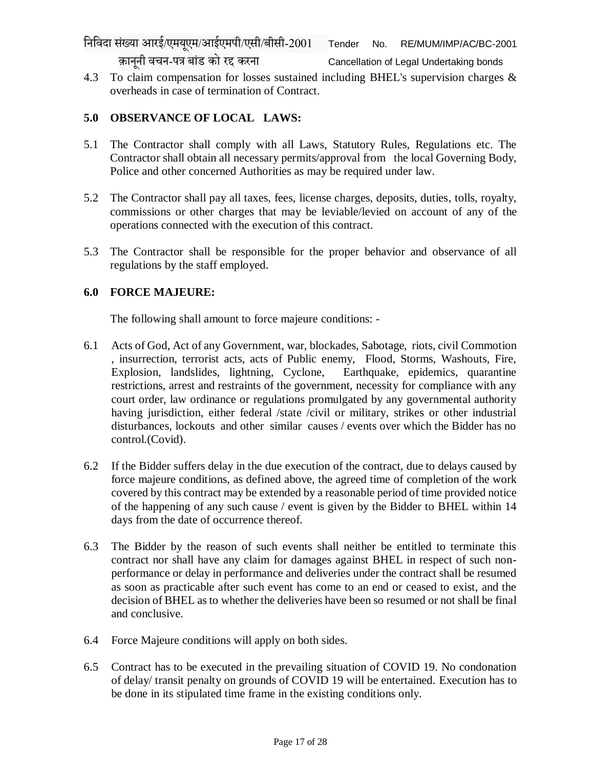4.3 To claim compensation for losses sustained including BHEL's supervision charges & overheads in case of termination of Contract.

## 5.0 OBSERVANCE OF LOCAL LAWS:

5.1 The Contractor shall comply with all Laws, Statutory Rules, Regulations etc. The Contractor shall obtain all necessary permits/approval from the local Governing Body, Police and other concerned Authorities as may be required under law.

5.2 The Contractor shall pay all taxes, fees, license charges, deposits, duties, tolls, royalty, commissions or other charges that may be leviable/levied on account of any of the operations connected with the execution of this contract.

5.3 The Contractor shall be responsible for the proper behavior and observance of all regulations by the staff employed.

## 6.0 FORCE MAJEURE:

The following shall amount to force majeure conditions: -

6.1 Acts of God, Act of any Government, war, blockades, Sabotage, riots, civil Commotion , insurrection, terrorist acts, acts of Public enemy, Flood, Storms, Washouts, Fire, Explosion, landslides, lightning, Cyclone, Earthquake, epidemics, quarantine restrictions, arrest and restraints of the government, necessity for compliance with any court order, law ordinance or regulations promulgated by any governmental authority having jurisdiction, either federal /state /civil or military, strikes or other industrial disturbances, lockouts and other similar causes / events over which the Bidder has no control.(Covid).

6.2 If the Bidder suffers delay in the due execution of the contract, due to delays caused by force majeure conditions, as defined above, the agreed time of completion of the work covered by this contract may be extended by a reasonable period of time provided notice of the happening of any such cause / event is given by the Bidder to BHEL within 14 days from the date of occurrence thereof.

6.3 The Bidder by the reason of such events shall neither be entitled to terminate this contract nor shall have any claim for damages against BHEL in respect of such non-performance or delay in performance and deliveries under the contract shall be resumed as soon as practicable after such event has come to an end or ceased to exist, and the decision of BHEL as to whether the deliveries have been so resumed or not shall be final and conclusive.

6.4 Force Majeure conditions will apply on both sides.

6.5 Contract has to be executed in the prevailing situation of COVID 19. No condonation of delay/ transit penalty on grounds of COVID 19 will be entertained. Execution has to be done in its stipulated time frame in the existing conditions only.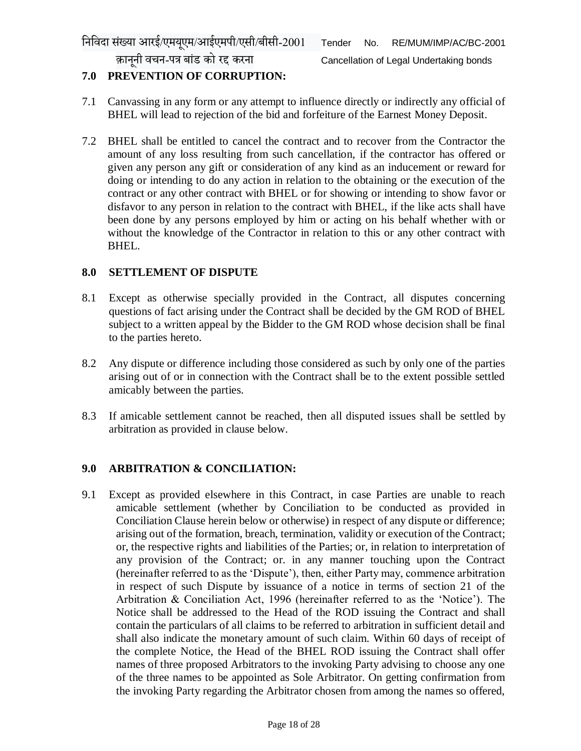## 7.0 PREVENTION OF CORRUPTION:

7.1 Canvassing in any form or any attempt to influence directly or indirectly any official of BHEL will lead to rejection of the bid and forfeiture of the Earnest Money Deposit.

7.2 BHEL shall be entitled to cancel the contract and to recover from the Contractor the amount of any loss resulting from such cancellation, if the contractor has offered or given any person any gift or consideration of any kind as an inducement or reward for doing or intending to do any action in relation to the obtaining or the execution of the contract or any other contract with BHEL or for showing or intending to show favor or disfavor to any person in relation to the contract with BHEL, if the like acts shall have been done by any persons employed by him or acting on his behalf whether with or without the knowledge of the Contractor in relation to this or any other contract with BHEL.

## 8.0 SETTLEMENT OF DISPUTE

8.1 Except as otherwise specially provided in the Contract, all disputes concerning questions of fact arising under the Contract shall be decided by the GM ROD of BHEL subject to a written appeal by the Bidder to the GM ROD whose decision shall be final to the parties hereto.

8.2 Any dispute or difference including those considered as such by only one of the parties arising out of or in connection with the Contract shall be to the extent possible settled amicably between the parties.

8.3 If amicable settlement cannot be reached, then all disputed issues shall be settled by arbitration as provided in clause below.

## 9.0 ARBITRATION & CONCILIATION:

9.1 Except as provided elsewhere in this Contract, in case Parties are unable to reach amicable settlement (whether by Conciliation to be conducted as provided in Conciliation Clause herein below or otherwise) in respect of any dispute or difference; arising out of the formation, breach, termination, validity or execution of the Contract; or, the respective rights and liabilities of the Parties; or, in relation to interpretation of any provision of the Contract; or. in any manner touching upon the Contract (hereinafter referred to as the 'Dispute'), then, either Party may, commence arbitration in respect of such Dispute by issuance of a notice in terms of section 21 of the Arbitration & Conciliation Act, 1996 (hereinafter referred to as the 'Notice'). The Notice shall be addressed to the Head of the ROD issuing the Contract and shall contain the particulars of all claims to be referred to arbitration in sufficient detail and shall also indicate the monetary amount of such claim. Within 60 days of receipt of the complete Notice, the Head of the BHEL ROD issuing the Contract shall offer names of three proposed Arbitrators to the invoking Party advising to choose any one of the three names to be appointed as Sole Arbitrator. On getting confirmation from the invoking Party regarding the Arbitrator chosen from among the names so offered,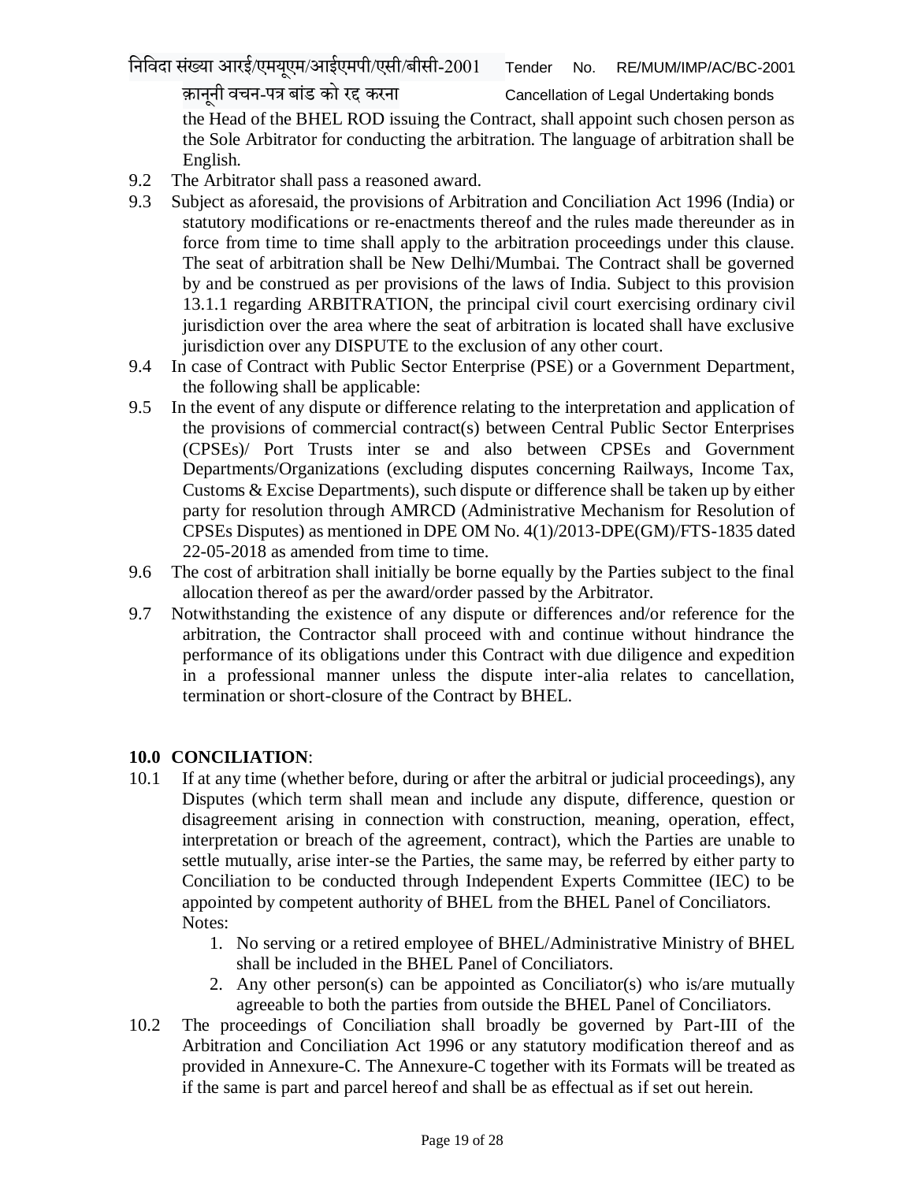the Head of the BHEL ROD issuing the Contract, shall appoint such chosen person as the Sole Arbitrator for conducting the arbitration. The language of arbitration shall be English.

9.2 The Arbitrator shall pass a reasoned award.

9.3 Subject as aforesaid, the provisions of Arbitration and Conciliation Act 1996 (India) or statutory modifications or re-enactments thereof and the rules made thereunder as in force from time to time shall apply to the arbitration proceedings under this clause. The seat of arbitration shall be New Delhi/Mumbai. The Contract shall be governed by and be construed as per provisions of the laws of India. Subject to this provision 13.1.1 regarding ARBITRATION, the principal civil court exercising ordinary civil jurisdiction over the area where the seat of arbitration is located shall have exclusive jurisdiction over any DISPUTE to the exclusion of any other court.

9.4 In case of Contract with Public Sector Enterprise (PSE) or a Government Department, the following shall be applicable:

9.5 In the event of any dispute or difference relating to the interpretation and application of the provisions of commercial contract(s) between Central Public Sector Enterprises (CPSEs)/ Port Trusts inter se and also between CPSEs and Government Departments/Organizations (excluding disputes concerning Railways, Income Tax, Customs & Excise Departments), such dispute or difference shall be taken up by either party for resolution through AMRCD (Administrative Mechanism for Resolution of CPSEs Disputes) as mentioned in DPE OM No. 4(1)/2013-DPE(GM)/FTS-1835 dated 22-05-2018 as amended from time to time.

9.6 The cost of arbitration shall initially be borne equally by the Parties subject to the final allocation thereof as per the award/order passed by the Arbitrator.

9.7 Notwithstanding the existence of any dispute or differences and/or reference for the arbitration, the Contractor shall proceed with and continue without hindrance the performance of its obligations under this Contract with due diligence and expedition in a professional manner unless the dispute inter-alia relates to cancellation, termination or short-closure of the Contract by BHEL.

**10.0 CONCILIATION**:

10.1 If at any time (whether before, during or after the arbitral or judicial proceedings), any Disputes (which term shall mean and include any dispute, difference, question or disagreement arising in connection with construction, meaning, operation, effect, interpretation or breach of the agreement, contract), which the Parties are unable to settle mutually, arise inter-se the Parties, the same may, be referred by either party to Conciliation to be conducted through Independent Experts Committee (IEC) to be appointed by competent authority of BHEL from the BHEL Panel of Conciliators.
Notes:
1. No serving or a retired employee of BHEL/Administrative Ministry of BHEL shall be included in the BHEL Panel of Conciliators.
2. Any other person(s) can be appointed as Conciliator(s) who is/are mutually agreeable to both the parties from outside the BHEL Panel of Conciliators.

10.2 The proceedings of Conciliation shall broadly be governed by Part-III of the Arbitration and Conciliation Act 1996 or any statutory modification thereof and as provided in Annexure-C. The Annexure-C together with its Formats will be treated as if the same is part and parcel hereof and shall be as effectual as if set out herein.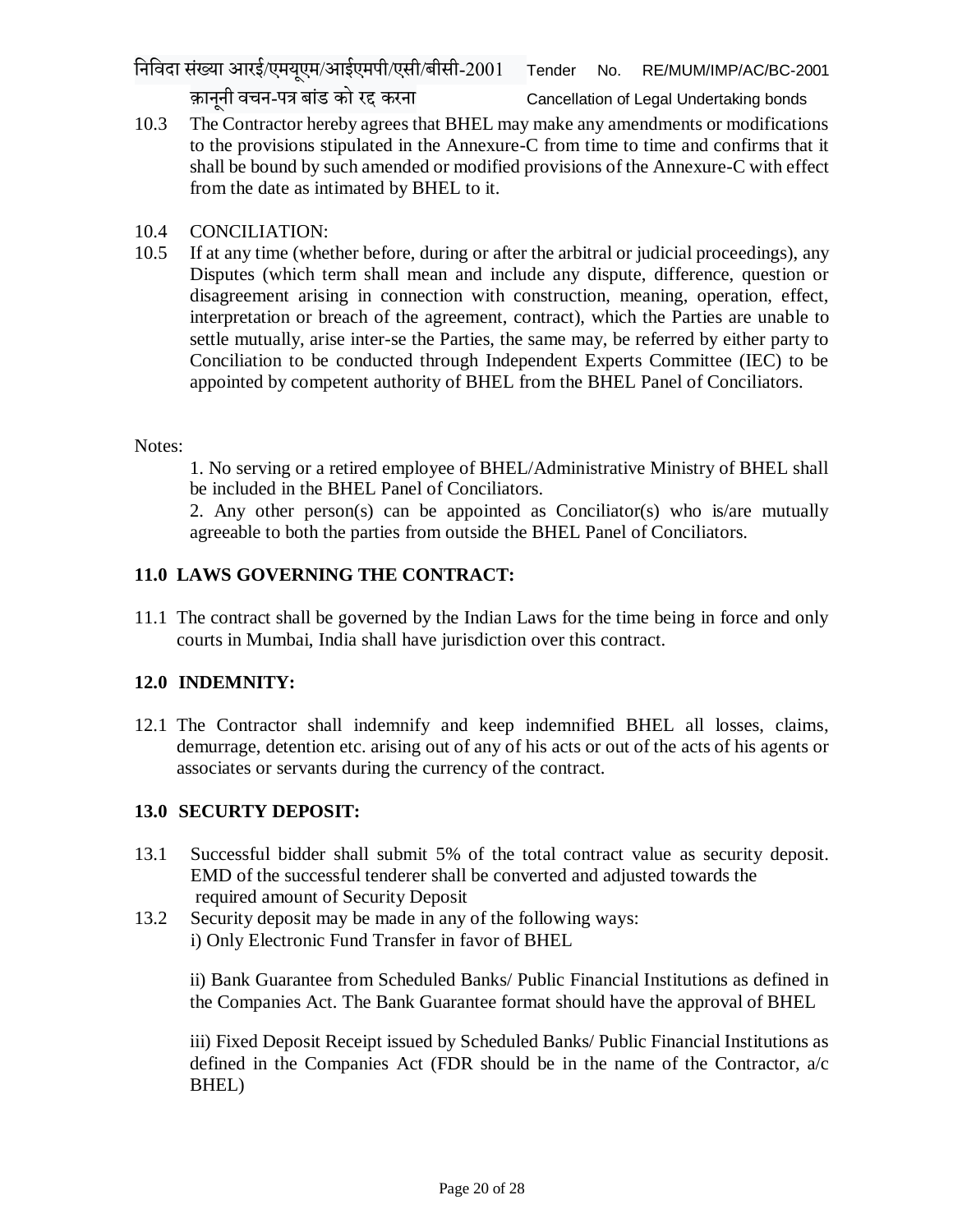10.3 The Contractor hereby agrees that BHEL may make any amendments or modifications to the provisions stipulated in the Annexure-C from time to time and confirms that it shall be bound by such amended or modified provisions of the Annexure-C with effect from the date as intimated by BHEL to it.

10.4 CONCILIATION:

10.5 If at any time (whether before, during or after the arbitral or judicial proceedings), any Disputes (which term shall mean and include any dispute, difference, question or disagreement arising in connection with construction, meaning, operation, effect, interpretation or breach of the agreement, contract), which the Parties are unable to settle mutually, arise inter-se the Parties, the same may, be referred by either party to Conciliation to be conducted through Independent Experts Committee (IEC) to be appointed by competent authority of BHEL from the BHEL Panel of Conciliators.

Notes:

1. No serving or a retired employee of BHEL/Administrative Ministry of BHEL shall be included in the BHEL Panel of Conciliators.
2. Any other person(s) can be appointed as Conciliator(s) who is/are mutually agreeable to both the parties from outside the BHEL Panel of Conciliators.

## 11.0 LAWS GOVERNING THE CONTRACT:

11.1 The contract shall be governed by the Indian Laws for the time being in force and only courts in Mumbai, India shall have jurisdiction over this contract.

## 12.0 INDEMNITY:

12.1 The Contractor shall indemnify and keep indemnified BHEL all losses, claims, demurrage, detention etc. arising out of any of his acts or out of the acts of his agents or associates or servants during the currency of the contract.

## 13.0 SECURTY DEPOSIT:

13.1 Successful bidder shall submit 5% of the total contract value as security deposit. EMD of the successful tenderer shall be converted and adjusted towards the required amount of Security Deposit

13.2 Security deposit may be made in any of the following ways:

i) Only Electronic Fund Transfer in favor of BHEL

ii) Bank Guarantee from Scheduled Banks/ Public Financial Institutions as defined in the Companies Act. The Bank Guarantee format should have the approval of BHEL

iii) Fixed Deposit Receipt issued by Scheduled Banks/ Public Financial Institutions as defined in the Companies Act (FDR should be in the name of the Contractor, a/c BHEL)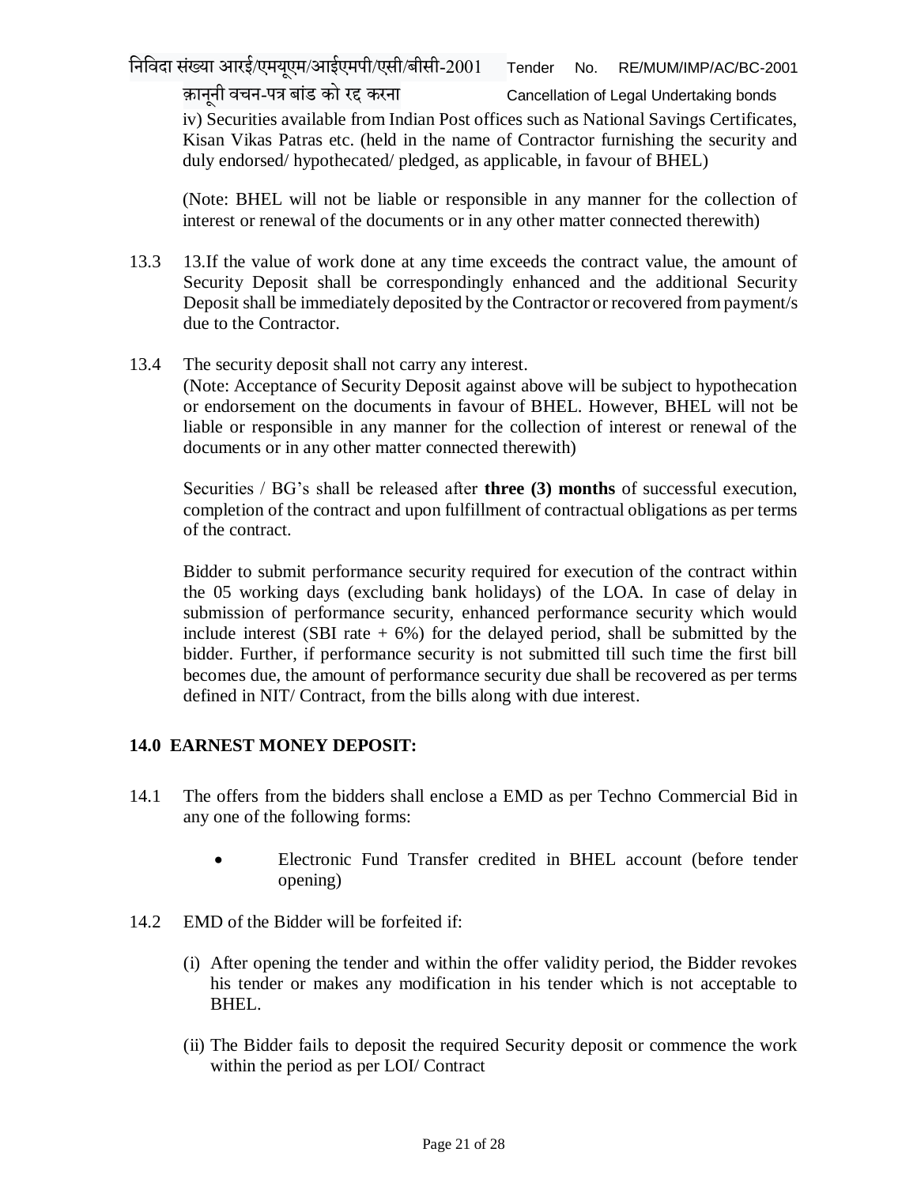iv) Securities available from Indian Post offices such as National Savings Certificates, Kisan Vikas Patras etc. (held in the name of Contractor furnishing the security and duly endorsed/ hypothecated/ pledged, as applicable, in favour of BHEL)

(Note: BHEL will not be liable or responsible in any manner for the collection of interest or renewal of the documents or in any other matter connected therewith)

13.3 13.If the value of work done at any time exceeds the contract value, the amount of Security Deposit shall be correspondingly enhanced and the additional Security Deposit shall be immediately deposited by the Contractor or recovered from payment/s due to the Contractor.

13.4 The security deposit shall not carry any interest.
(Note: Acceptance of Security Deposit against above will be subject to hypothecation or endorsement on the documents in favour of BHEL. However, BHEL will not be liable or responsible in any manner for the collection of interest or renewal of the documents or in any other matter connected therewith)

Securities / BG's shall be released after **three (3) months** of successful execution, completion of the contract and upon fulfillment of contractual obligations as per terms of the contract.

Bidder to submit performance security required for execution of the contract within the 05 working days (excluding bank holidays) of the LOA. In case of delay in submission of performance security, enhanced performance security which would include interest (SBI rate + 6%) for the delayed period, shall be submitted by the bidder. Further, if performance security is not submitted till such time the first bill becomes due, the amount of performance security due shall be recovered as per terms defined in NIT/ Contract, from the bills along with due interest.

## 14.0 EARNEST MONEY DEPOSIT:

14.1 The offers from the bidders shall enclose a EMD as per Techno Commercial Bid in any one of the following forms:

- Electronic Fund Transfer credited in BHEL account (before tender opening)

14.2 EMD of the Bidder will be forfeited if:

(i) After opening the tender and within the offer validity period, the Bidder revokes his tender or makes any modification in his tender which is not acceptable to BHEL.

(ii) The Bidder fails to deposit the required Security deposit or commence the work within the period as per LOI/ Contract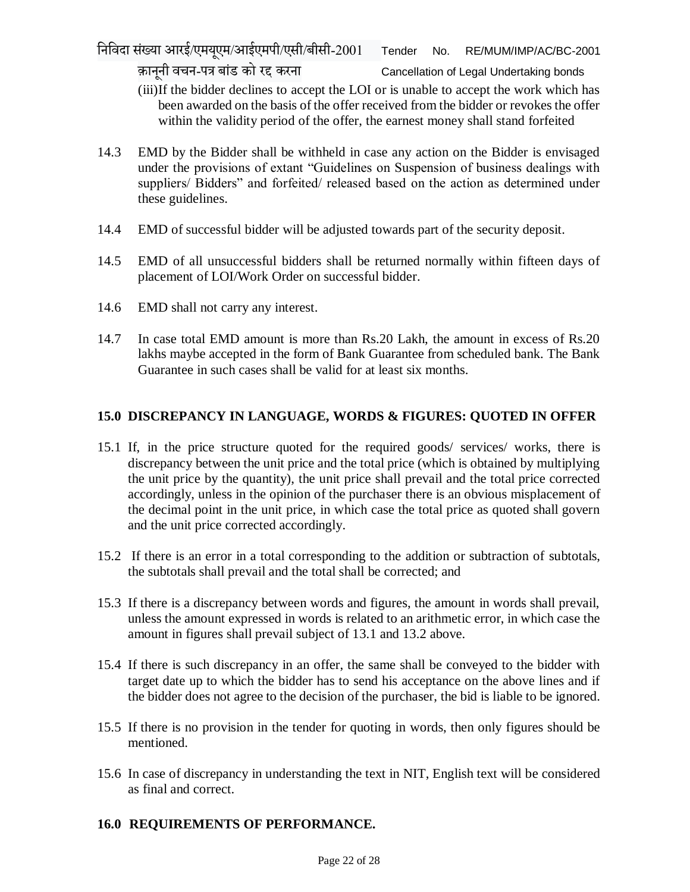(iii)If the bidder declines to accept the LOI or is unable to accept the work which has been awarded on the basis of the offer received from the bidder or revokes the offer within the validity period of the offer, the earnest money shall stand forfeited

14.3 EMD by the Bidder shall be withheld in case any action on the Bidder is envisaged under the provisions of extant "Guidelines on Suspension of business dealings with suppliers/ Bidders" and forfeited/ released based on the action as determined under these guidelines.

14.4 EMD of successful bidder will be adjusted towards part of the security deposit.

14.5 EMD of all unsuccessful bidders shall be returned normally within fifteen days of placement of LOI/Work Order on successful bidder.

14.6 EMD shall not carry any interest.

14.7 In case total EMD amount is more than Rs.20 Lakh, the amount in excess of Rs.20 lakhs maybe accepted in the form of Bank Guarantee from scheduled bank. The Bank Guarantee in such cases shall be valid for at least six months.

## 15.0 DISCREPANCY IN LANGUAGE, WORDS & FIGURES: QUOTED IN OFFER

15.1 If, in the price structure quoted for the required goods/ services/ works, there is discrepancy between the unit price and the total price (which is obtained by multiplying the unit price by the quantity), the unit price shall prevail and the total price corrected accordingly, unless in the opinion of the purchaser there is an obvious misplacement of the decimal point in the unit price, in which case the total price as quoted shall govern and the unit price corrected accordingly.

15.2 If there is an error in a total corresponding to the addition or subtraction of subtotals, the subtotals shall prevail and the total shall be corrected; and

15.3 If there is a discrepancy between words and figures, the amount in words shall prevail, unless the amount expressed in words is related to an arithmetic error, in which case the amount in figures shall prevail subject of 13.1 and 13.2 above.

15.4 If there is such discrepancy in an offer, the same shall be conveyed to the bidder with target date up to which the bidder has to send his acceptance on the above lines and if the bidder does not agree to the decision of the purchaser, the bid is liable to be ignored.

15.5 If there is no provision in the tender for quoting in words, then only figures should be mentioned.

15.6 In case of discrepancy in understanding the text in NIT, English text will be considered as final and correct.

## 16.0 REQUIREMENTS OF PERFORMANCE.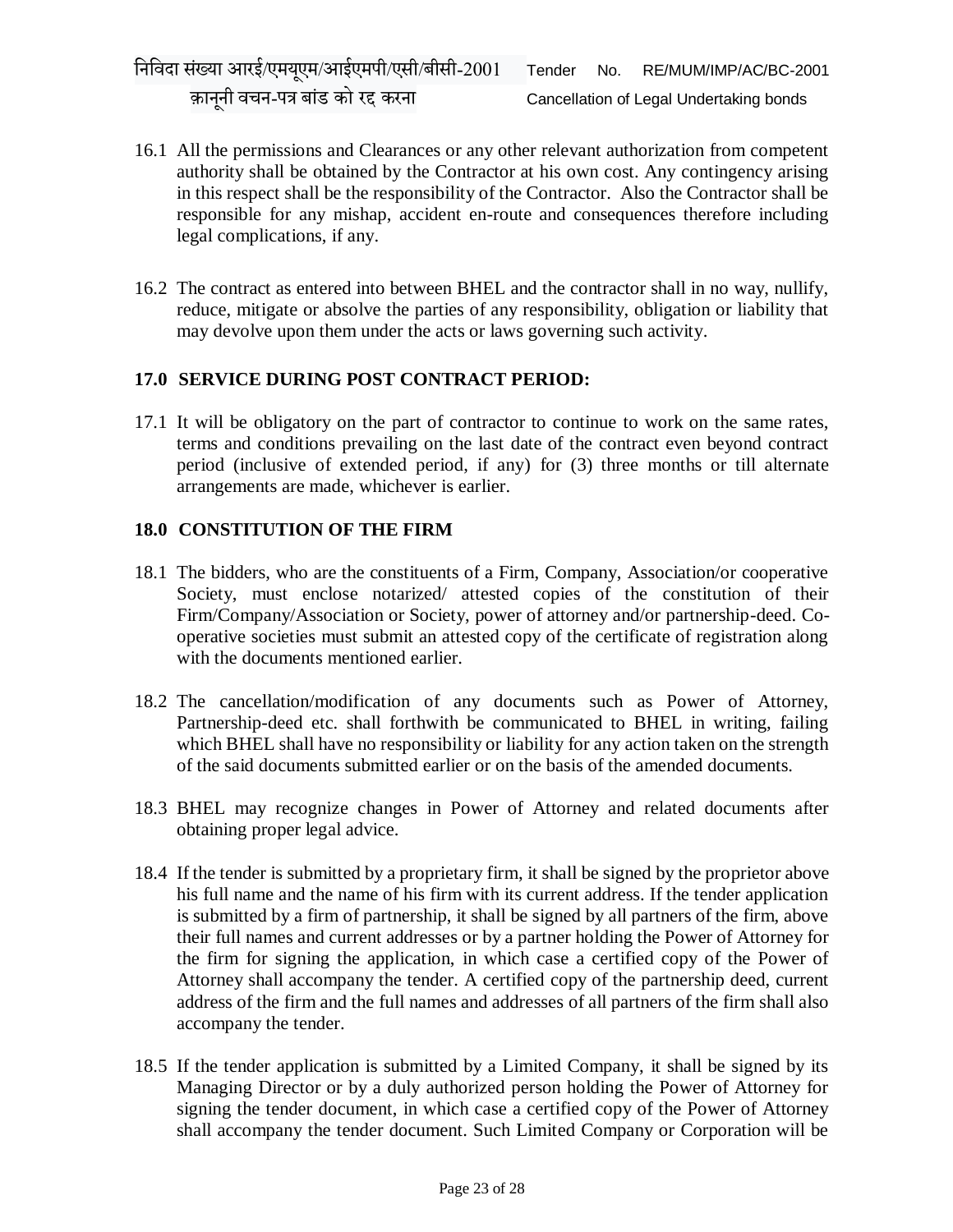16.1 All the permissions and Clearances or any other relevant authorization from competent authority shall be obtained by the Contractor at his own cost. Any contingency arising in this respect shall be the responsibility of the Contractor. Also the Contractor shall be responsible for any mishap, accident en-route and consequences therefore including legal complications, if any.

16.2 The contract as entered into between BHEL and the contractor shall in no way, nullify, reduce, mitigate or absolve the parties of any responsibility, obligation or liability that may devolve upon them under the acts or laws governing such activity.

**17.0 SERVICE DURING POST CONTRACT PERIOD:**

17.1 It will be obligatory on the part of contractor to continue to work on the same rates, terms and conditions prevailing on the last date of the contract even beyond contract period (inclusive of extended period, if any) for (3) three months or till alternate arrangements are made, whichever is earlier.

**18.0 CONSTITUTION OF THE FIRM**

18.1 The bidders, who are the constituents of a Firm, Company, Association/or cooperative Society, must enclose notarized/ attested copies of the constitution of their Firm/Company/Association or Society, power of attorney and/or partnership-deed. Co-operative societies must submit an attested copy of the certificate of registration along with the documents mentioned earlier.

18.2 The cancellation/modification of any documents such as Power of Attorney, Partnership-deed etc. shall forthwith be communicated to BHEL in writing, failing which BHEL shall have no responsibility or liability for any action taken on the strength of the said documents submitted earlier or on the basis of the amended documents.

18.3 BHEL may recognize changes in Power of Attorney and related documents after obtaining proper legal advice.

18.4 If the tender is submitted by a proprietary firm, it shall be signed by the proprietor above his full name and the name of his firm with its current address. If the tender application is submitted by a firm of partnership, it shall be signed by all partners of the firm, above their full names and current addresses or by a partner holding the Power of Attorney for the firm for signing the application, in which case a certified copy of the Power of Attorney shall accompany the tender. A certified copy of the partnership deed, current address of the firm and the full names and addresses of all partners of the firm shall also accompany the tender.

18.5 If the tender application is submitted by a Limited Company, it shall be signed by its Managing Director or by a duly authorized person holding the Power of Attorney for signing the tender document, in which case a certified copy of the Power of Attorney shall accompany the tender document. Such Limited Company or Corporation will be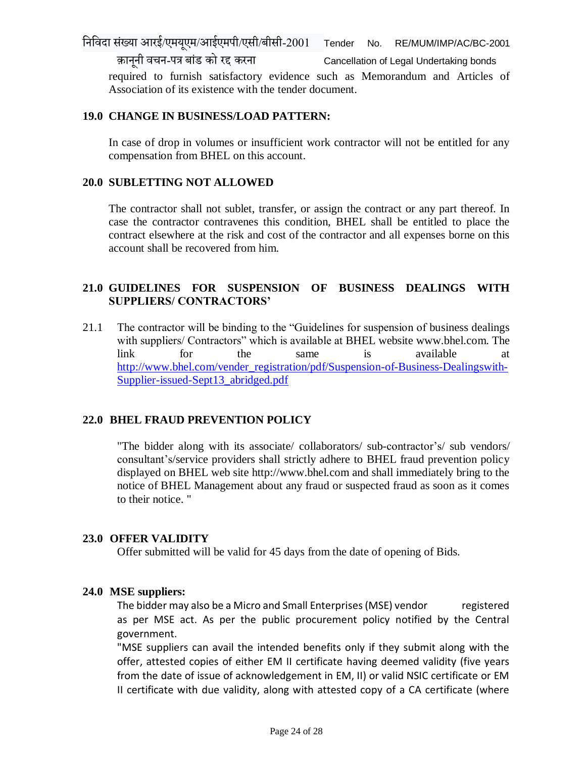required to furnish satisfactory evidence such as Memorandum and Articles of Association of its existence with the tender document.

**19.0 CHANGE IN BUSINESS/LOAD PATTERN:**

In case of drop in volumes or insufficient work contractor will not be entitled for any compensation from BHEL on this account.

**20.0 SUBLETTING NOT ALLOWED**

The contractor shall not sublet, transfer, or assign the contract or any part thereof. In case the contractor contravenes this condition, BHEL shall be entitled to place the contract elsewhere at the risk and cost of the contractor and all expenses borne on this account shall be recovered from him.

**21.0 GUIDELINES FOR SUSPENSION OF BUSINESS DEALINGS WITH SUPPLIERS/ CONTRACTORS'**

21.1 The contractor will be binding to the "Guidelines for suspension of business dealings with suppliers/ Contractors" which is available at BHEL website www.bhel.com. The link for the same is available at http://www.bhel.com/vender_registration/pdf/Suspension-of-Business-Dealingswith-Supplier-issued-Sept13_abridged.pdf

**22.0 BHEL FRAUD PREVENTION POLICY**

"The bidder along with its associate/ collaborators/ sub-contractor's/ sub vendors/ consultant's/service providers shall strictly adhere to BHEL fraud prevention policy displayed on BHEL web site http://www.bhel.com and shall immediately bring to the notice of BHEL Management about any fraud or suspected fraud as soon as it comes to their notice. "

**23.0 OFFER VALIDITY**

Offer submitted will be valid for 45 days from the date of opening of Bids.

**24.0 MSE suppliers:**

The bidder may also be a Micro and Small Enterprises (MSE) vendor registered as per MSE act. As per the public procurement policy notified by the Central government.

"MSE suppliers can avail the intended benefits only if they submit along with the offer, attested copies of either EM II certificate having deemed validity (five years from the date of issue of acknowledgement in EM, II) or valid NSIC certificate or EM II certificate with due validity, along with attested copy of a CA certificate (where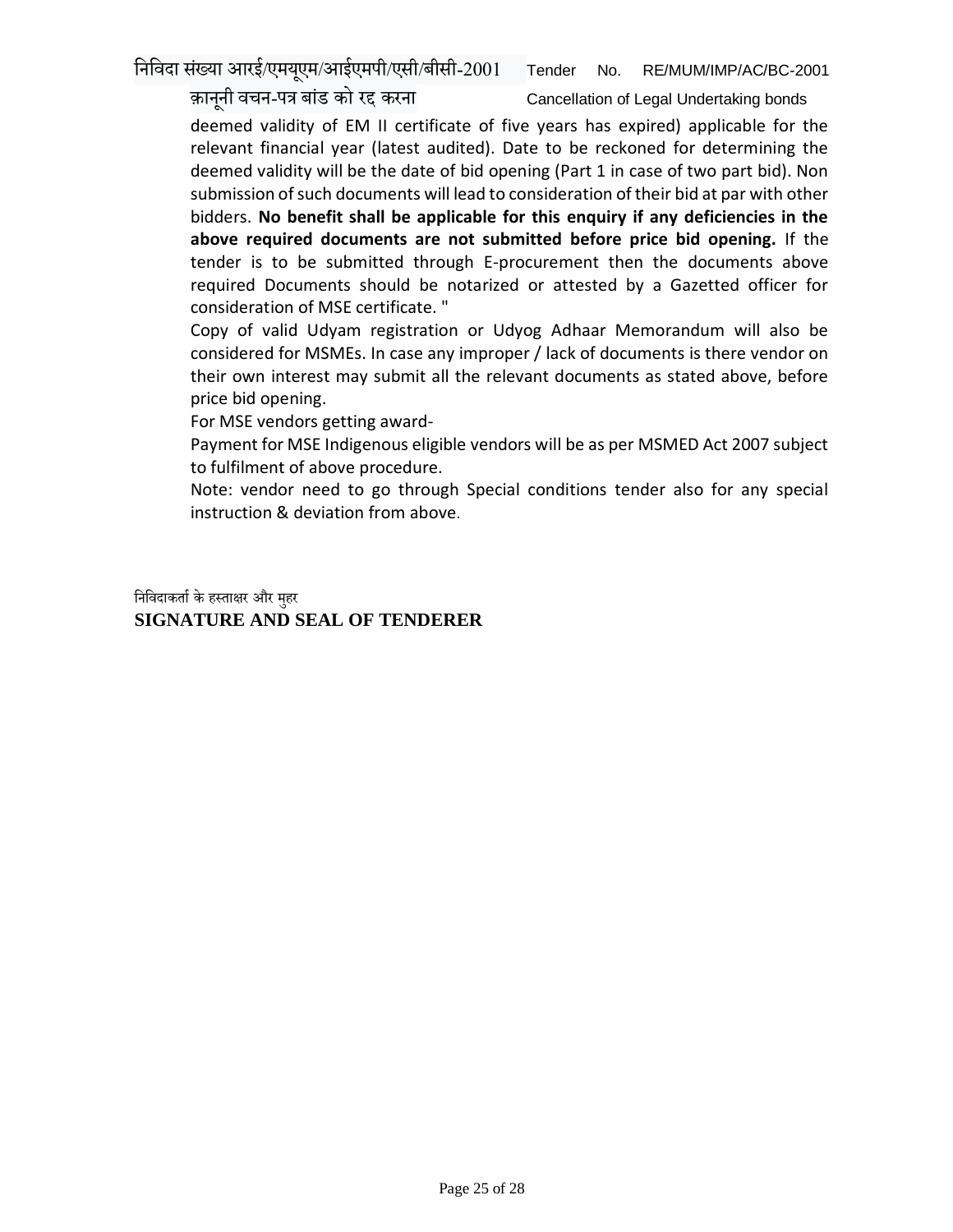deemed validity of EM II certificate of five years has expired) applicable for the relevant financial year (latest audited). Date to be reckoned for determining the deemed validity will be the date of bid opening (Part 1 in case of two part bid). Non submission of such documents will lead to consideration of their bid at par with other bidders. **No benefit shall be applicable for this enquiry if any deficiencies in the above required documents are not submitted before price bid opening.** If the tender is to be submitted through E-procurement then the documents above required Documents should be notarized or attested by a Gazetted officer for consideration of MSE certificate. "

Copy of valid Udyam registration or Udyog Adhaar Memorandum will also be considered for MSMEs. In case any improper / lack of documents is there vendor on their own interest may submit all the relevant documents as stated above, before price bid opening.

For MSE vendors getting award-

Payment for MSE Indigenous eligible vendors will be as per MSMED Act 2007 subject to fulfilment of above procedure.

Note: vendor need to go through Special conditions tender also for any special instruction & deviation from above.

निविदाकर्ता के हस्ताक्षर और मुहर

**SIGNATURE AND SEAL OF TENDERER**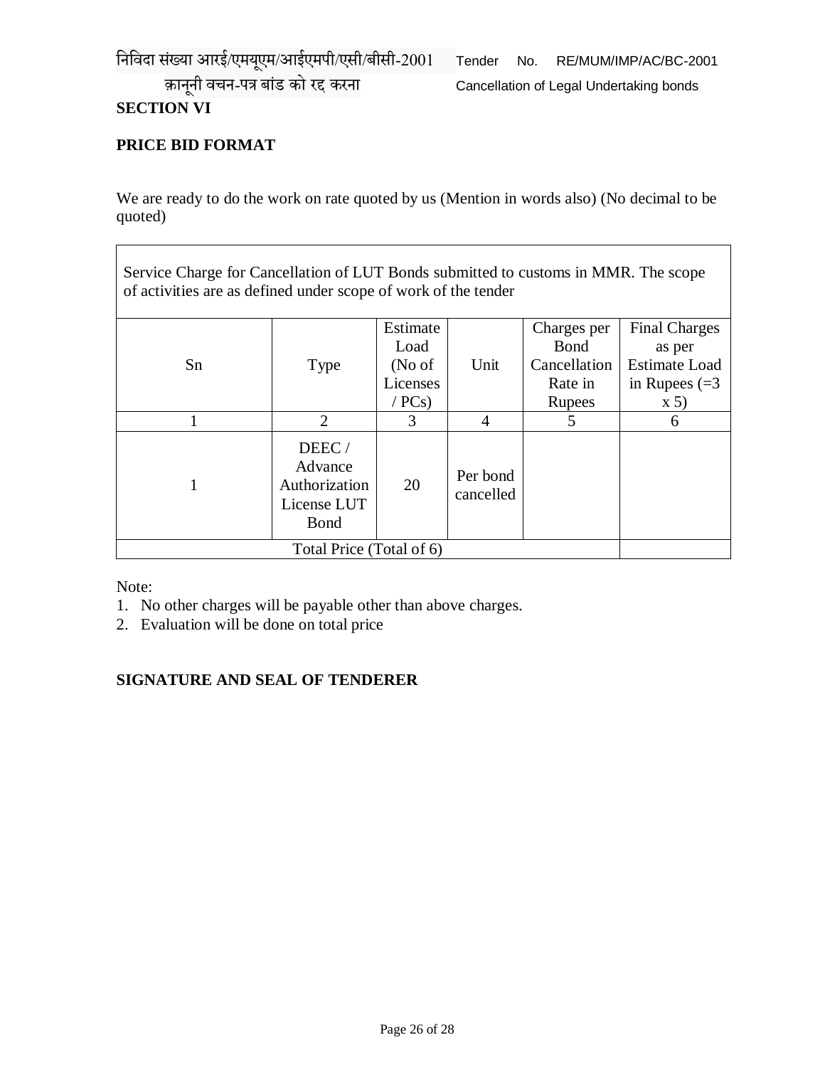## SECTION VI

## PRICE BID FORMAT

We are ready to do the work on rate quoted by us (Mention in words also) (No decimal to be quoted)

| Service Charge for Cancellation of LUT Bonds submitted to customs in MMR. The scope of activities are as defined under scope of work of the tender | | | | | |
|---|---|---|---|---|---|
| Sn | Type | Estimate Load (No of Licenses / PCs) | Unit | Charges per Bond Cancellation Rate in Rupees | Final Charges as per Estimate Load in Rupees (=3 x 5) |
| 1 | 2 | 3 | 4 | 5 | 6 |
| 1 | DEEC / Advance Authorization License LUT Bond | 20 | Per bond cancelled | | |
| Total Price (Total of 6) | | | | | |

Note:

1. No other charges will be payable other than above charges.
2. Evaluation will be done on total price

**SIGNATURE AND SEAL OF TENDERER**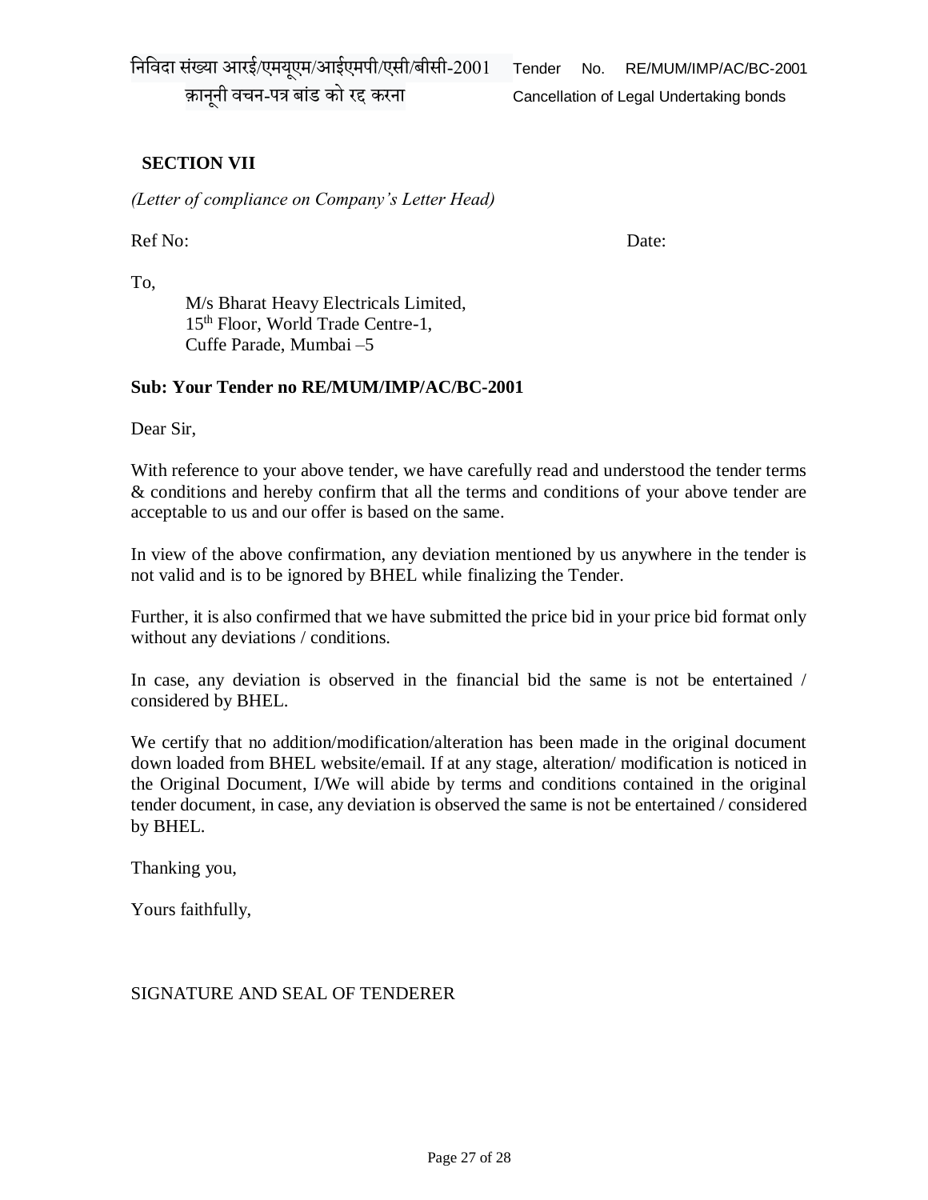## SECTION VII

*(Letter of compliance on Company's Letter Head)*

Ref No: Date:

To,

M/s Bharat Heavy Electricals Limited,
15th Floor, World Trade Centre-1,
Cuffe Parade, Mumbai –5

**Sub: Your Tender no RE/MUM/IMP/AC/BC-2001**

Dear Sir,

With reference to your above tender, we have carefully read and understood the tender terms & conditions and hereby confirm that all the terms and conditions of your above tender are acceptable to us and our offer is based on the same.

In view of the above confirmation, any deviation mentioned by us anywhere in the tender is not valid and is to be ignored by BHEL while finalizing the Tender.

Further, it is also confirmed that we have submitted the price bid in your price bid format only without any deviations / conditions.

In case, any deviation is observed in the financial bid the same is not be entertained / considered by BHEL.

We certify that no addition/modification/alteration has been made in the original document down loaded from BHEL website/email. If at any stage, alteration/ modification is noticed in the Original Document, I/We will abide by terms and conditions contained in the original tender document, in case, any deviation is observed the same is not be entertained / considered by BHEL.

Thanking you,

Yours faithfully,

SIGNATURE AND SEAL OF TENDERER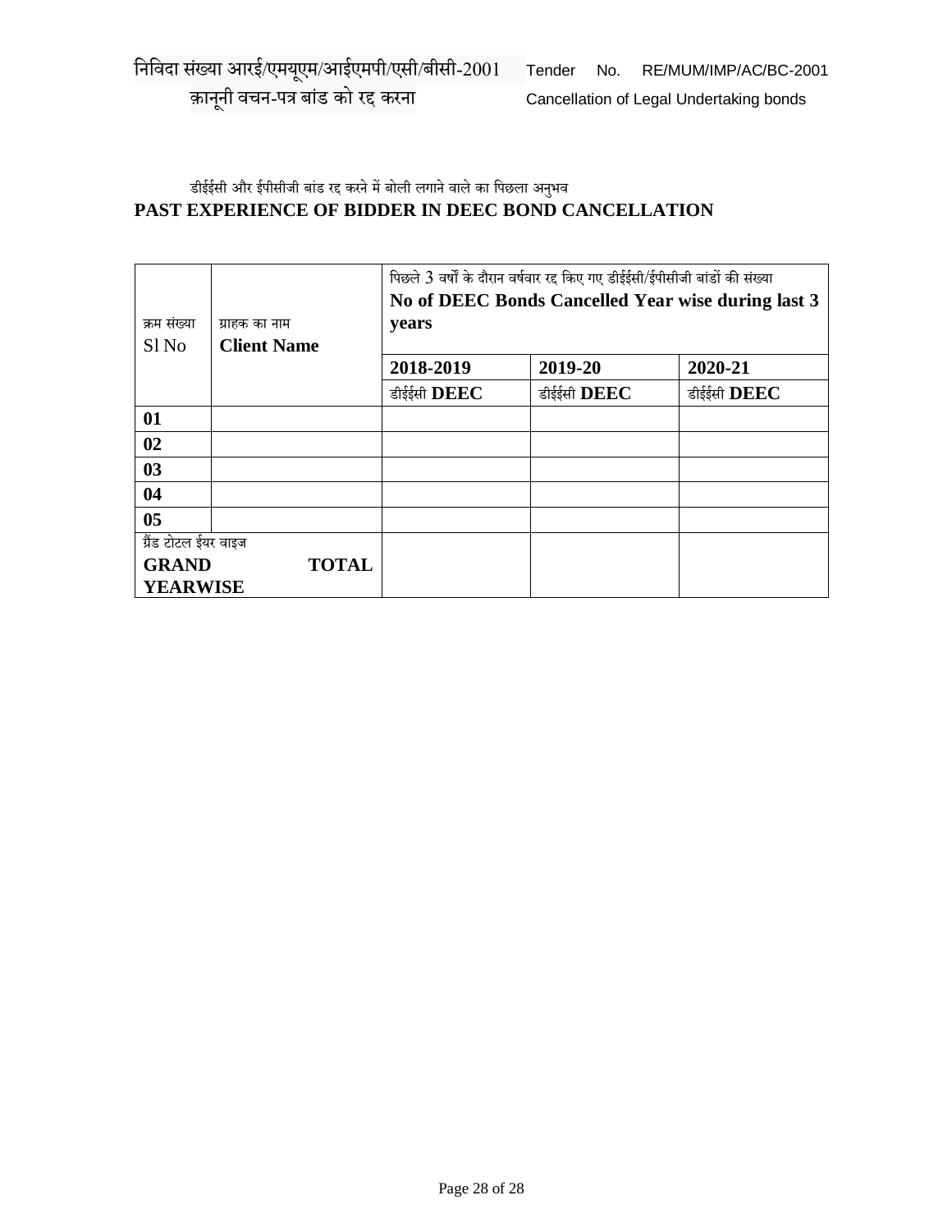डीईईसी और ईपीसीजी बांड रद्द करने में बोली लगाने वाले का पिछला अनुभव

## PAST EXPERIENCE OF BIDDER IN DEEC BOND CANCELLATION

| क्रम संख्या Sl No | ग्राहक का नाम **Client Name** | पिछले 3 वर्षों के दौरान वर्षवार रद्द किए गए डीईईसी/ईपीसीजी बांडों की संख्या **No of DEEC Bonds Cancelled Year wise during last 3 years** | | |
|---|---|---|---|---|
| | | **2018-2019** | **2019-20** | **2020-21** |
| | | डीईईसी **DEEC** | डीईईसी **DEEC** | डीईईसी **DEEC** |
| **01** | | | | |
| **02** | | | | |
| **03** | | | | |
| **04** | | | | |
| **05** | | | | |
| ग्रैंड टोटल ईयर वाइज **GRAND TOTAL YEARWISE** | | | | |